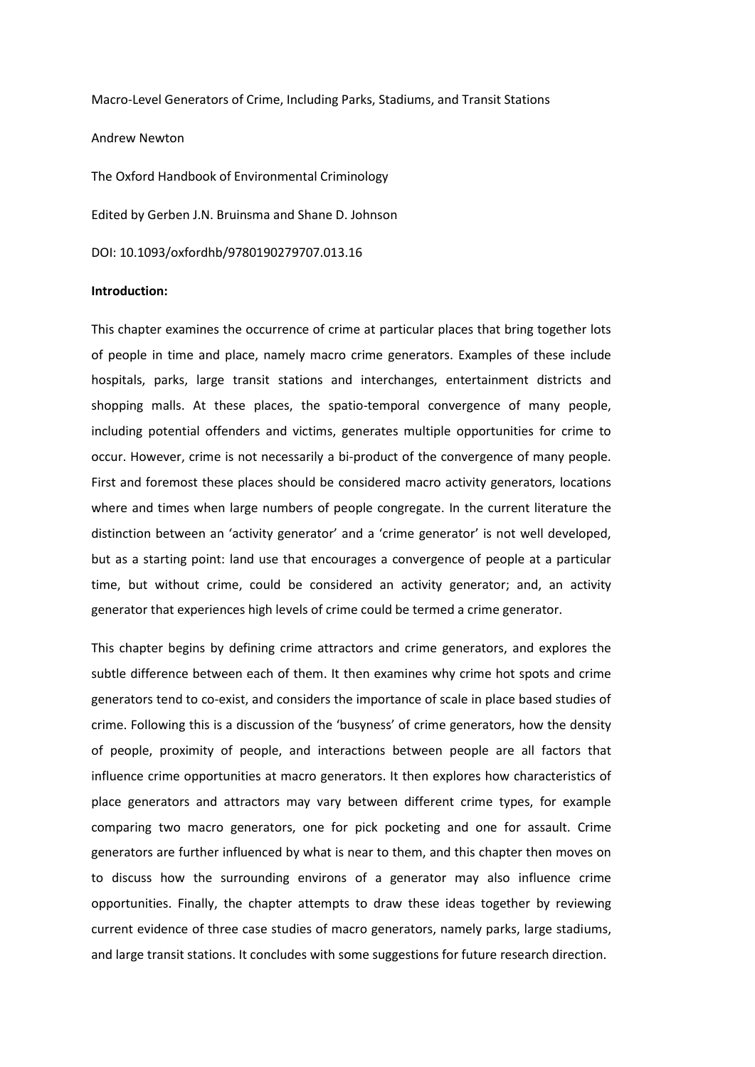Macro-Level Generators of Crime, Including Parks, Stadiums, and Transit Stations

Andrew Newton

The Oxford Handbook of Environmental Criminology

Edited by Gerben J.N. Bruinsma and Shane D. Johnson

DOI: 10.1093/oxfordhb/9780190279707.013.16

**Introduction:**

This chapter examines the occurrence of crime at particular places that bring together lots of people in time and place, namely macro crime generators. Examples of these include hospitals, parks, large transit stations and interchanges, entertainment districts and shopping malls. At these places, the spatio-temporal convergence of many people, including potential offenders and victims, generates multiple opportunities for crime to occur. However, crime is not necessarily a bi-product of the convergence of many people. First and foremost these places should be considered macro activity generators, locations where and times when large numbers of people congregate. In the current literature the distinction between an 'activity generator' and a 'crime generator' is not well developed, but as a starting point: land use that encourages a convergence of people at a particular time, but without crime, could be considered an activity generator; and, an activity generator that experiences high levels of crime could be termed a crime generator.

This chapter begins by defining crime attractors and crime generators, and explores the subtle difference between each of them. It then examines why crime hot spots and crime generators tend to co-exist, and considers the importance of scale in place based studies of crime. Following this is a discussion of the 'busyness' of crime generators, how the density of people, proximity of people, and interactions between people are all factors that influence crime opportunities at macro generators. It then explores how characteristics of place generators and attractors may vary between different crime types, for example comparing two macro generators, one for pick pocketing and one for assault. Crime generators are further influenced by what is near to them, and this chapter then moves on to discuss how the surrounding environs of a generator may also influence crime opportunities. Finally, the chapter attempts to draw these ideas together by reviewing current evidence of three case studies of macro generators, namely parks, large stadiums, and large transit stations. It concludes with some suggestions for future research direction.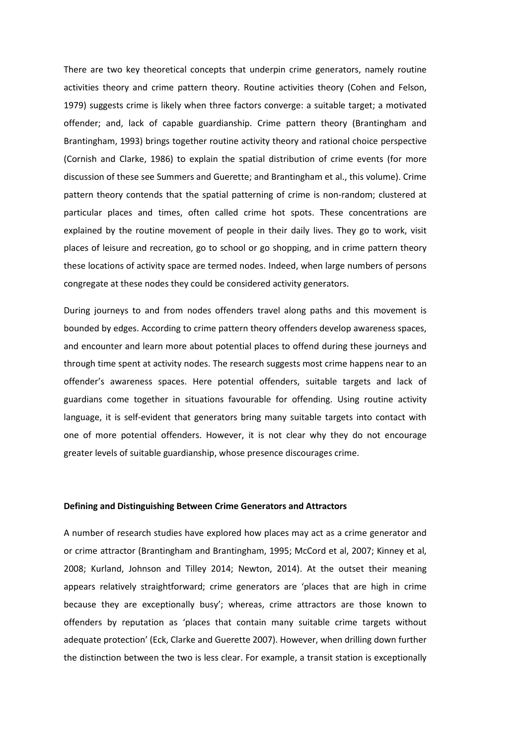There are two key theoretical concepts that underpin crime generators, namely routine activities theory and crime pattern theory. Routine activities theory (Cohen and Felson, 1979) suggests crime is likely when three factors converge: a suitable target; a motivated offender; and, lack of capable guardianship. Crime pattern theory (Brantingham and Brantingham, 1993) brings together routine activity theory and rational choice perspective (Cornish and Clarke, 1986) to explain the spatial distribution of crime events (for more discussion of these see Summers and Guerette; and Brantingham et al., this volume). Crime pattern theory contends that the spatial patterning of crime is non-random; clustered at particular places and times, often called crime hot spots. These concentrations are explained by the routine movement of people in their daily lives. They go to work, visit places of leisure and recreation, go to school or go shopping, and in crime pattern theory these locations of activity space are termed nodes. Indeed, when large numbers of persons congregate at these nodes they could be considered activity generators.

During journeys to and from nodes offenders travel along paths and this movement is bounded by edges. According to crime pattern theory offenders develop awareness spaces, and encounter and learn more about potential places to offend during these journeys and through time spent at activity nodes. The research suggests most crime happens near to an offender's awareness spaces. Here potential offenders, suitable targets and lack of guardians come together in situations favourable for offending. Using routine activity language, it is self-evident that generators bring many suitable targets into contact with one of more potential offenders. However, it is not clear why they do not encourage greater levels of suitable guardianship, whose presence discourages crime.

**Defining and Distinguishing Between Crime Generators and Attractors**

A number of research studies have explored how places may act as a crime generator and or crime attractor (Brantingham and Brantingham, 1995; McCord et al, 2007; Kinney et al, 2008; Kurland, Johnson and Tilley 2014; Newton, 2014). At the outset their meaning appears relatively straightforward; crime generators are 'places that are high in crime because they are exceptionally busy'; whereas, crime attractors are those known to offenders by reputation as 'places that contain many suitable crime targets without adequate protection' (Eck, Clarke and Guerette 2007). However, when drilling down further the distinction between the two is less clear. For example, a transit station is exceptionally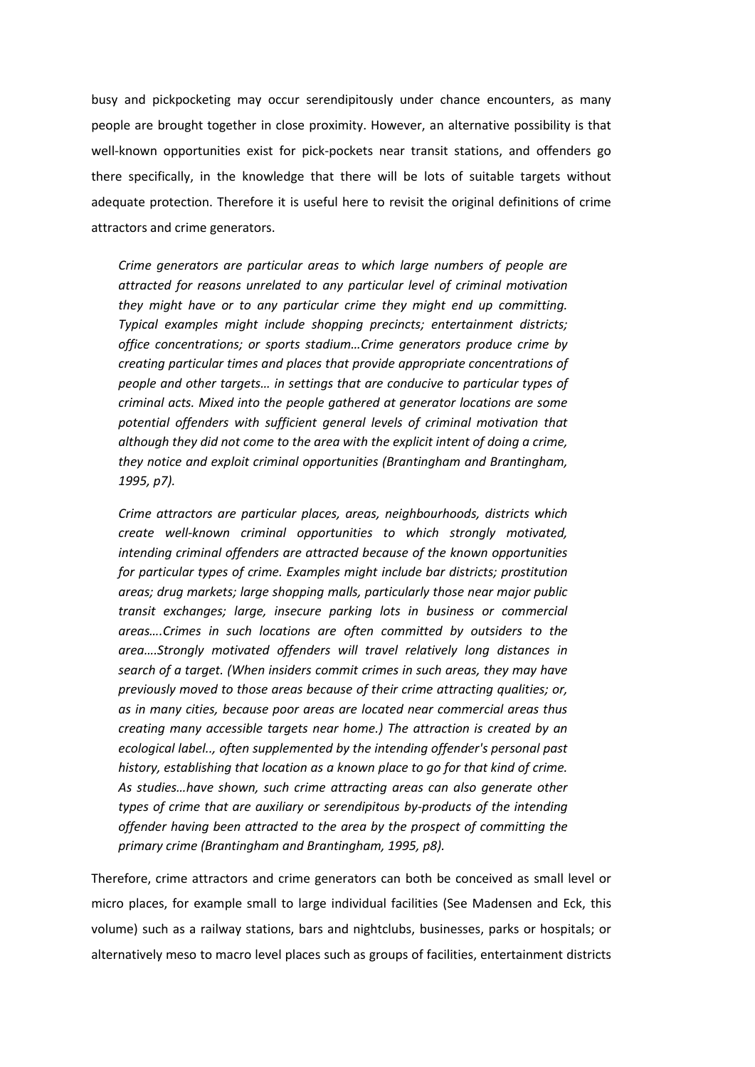busy and pickpocketing may occur serendipitously under chance encounters, as many people are brought together in close proximity. However, an alternative possibility is that well-known opportunities exist for pick-pockets near transit stations, and offenders go there specifically, in the knowledge that there will be lots of suitable targets without adequate protection. Therefore it is useful here to revisit the original definitions of crime attractors and crime generators.

> *Crime generators are particular areas to which large numbers of people are attracted for reasons unrelated to any particular level of criminal motivation they might have or to any particular crime they might end up committing. Typical examples might include shopping precincts; entertainment districts; office concentrations; or sports stadium…Crime generators produce crime by creating particular times and places that provide appropriate concentrations of people and other targets… in settings that are conducive to particular types of criminal acts. Mixed into the people gathered at generator locations are some potential offenders with sufficient general levels of criminal motivation that although they did not come to the area with the explicit intent of doing a crime, they notice and exploit criminal opportunities (Brantingham and Brantingham, 1995, p7).*

> *Crime attractors are particular places, areas, neighbourhoods, districts which create well-known criminal opportunities to which strongly motivated, intending criminal offenders are attracted because of the known opportunities for particular types of crime. Examples might include bar districts; prostitution areas; drug markets; large shopping malls, particularly those near major public transit exchanges; large, insecure parking lots in business or commercial areas….Crimes in such locations are often committed by outsiders to the area….Strongly motivated offenders will travel relatively long distances in search of a target. (When insiders commit crimes in such areas, they may have previously moved to those areas because of their crime attracting qualities; or, as in many cities, because poor areas are located near commercial areas thus creating many accessible targets near home.) The attraction is created by an ecological label.., often supplemented by the intending offender's personal past history, establishing that location as a known place to go for that kind of crime. As studies…have shown, such crime attracting areas can also generate other types of crime that are auxiliary or serendipitous by-products of the intending offender having been attracted to the area by the prospect of committing the primary crime (Brantingham and Brantingham, 1995, p8).*

Therefore, crime attractors and crime generators can both be conceived as small level or micro places, for example small to large individual facilities (See Madensen and Eck, this volume) such as a railway stations, bars and nightclubs, businesses, parks or hospitals; or alternatively meso to macro level places such as groups of facilities, entertainment districts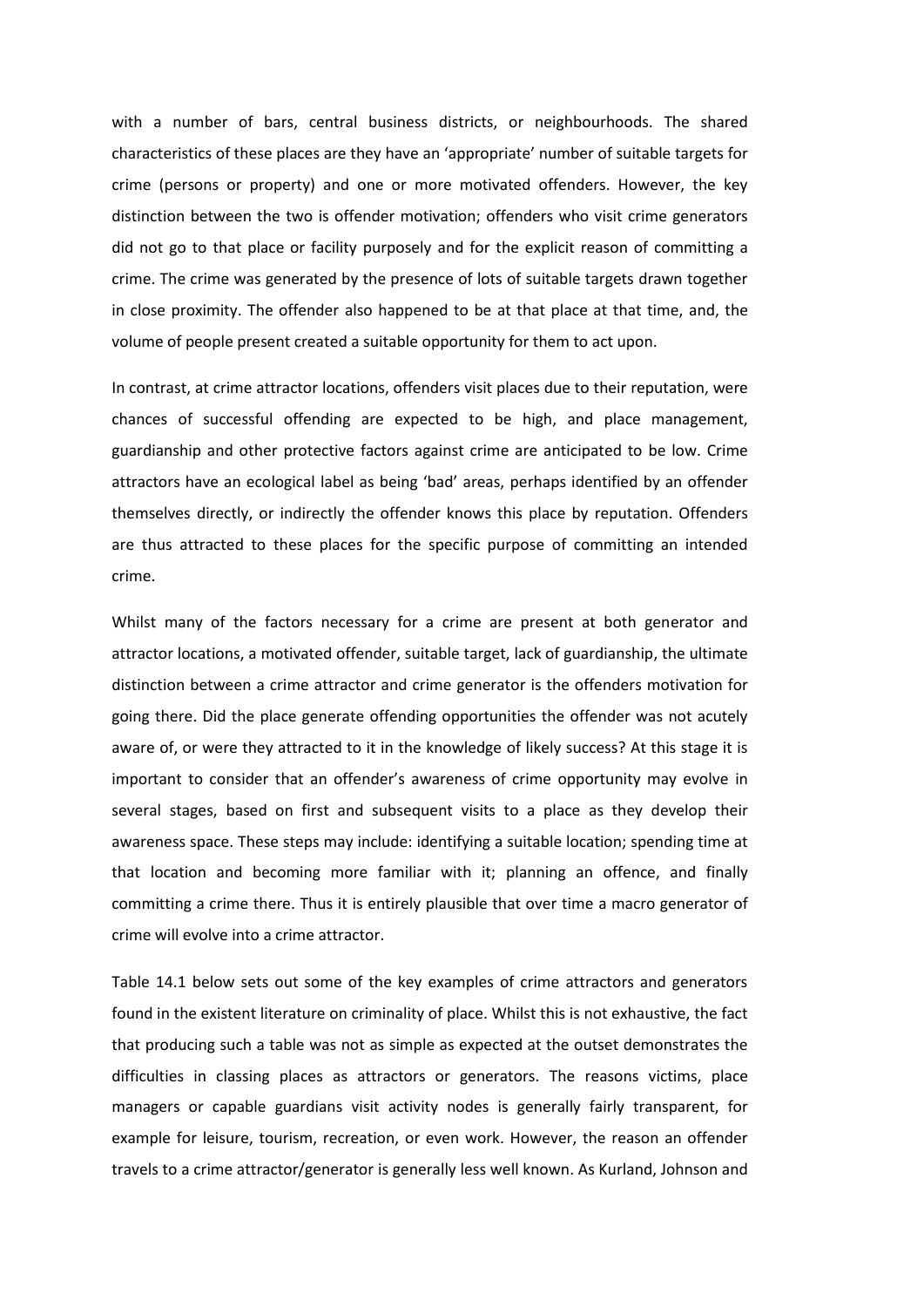with a number of bars, central business districts, or neighbourhoods. The shared characteristics of these places are they have an 'appropriate' number of suitable targets for crime (persons or property) and one or more motivated offenders. However, the key distinction between the two is offender motivation; offenders who visit crime generators did not go to that place or facility purposely and for the explicit reason of committing a crime. The crime was generated by the presence of lots of suitable targets drawn together in close proximity. The offender also happened to be at that place at that time, and, the volume of people present created a suitable opportunity for them to act upon.

In contrast, at crime attractor locations, offenders visit places due to their reputation, were chances of successful offending are expected to be high, and place management, guardianship and other protective factors against crime are anticipated to be low. Crime attractors have an ecological label as being 'bad' areas, perhaps identified by an offender themselves directly, or indirectly the offender knows this place by reputation. Offenders are thus attracted to these places for the specific purpose of committing an intended crime.

Whilst many of the factors necessary for a crime are present at both generator and attractor locations, a motivated offender, suitable target, lack of guardianship, the ultimate distinction between a crime attractor and crime generator is the offenders motivation for going there. Did the place generate offending opportunities the offender was not acutely aware of, or were they attracted to it in the knowledge of likely success? At this stage it is important to consider that an offender's awareness of crime opportunity may evolve in several stages, based on first and subsequent visits to a place as they develop their awareness space. These steps may include: identifying a suitable location; spending time at that location and becoming more familiar with it; planning an offence, and finally committing a crime there. Thus it is entirely plausible that over time a macro generator of crime will evolve into a crime attractor.

Table 14.1 below sets out some of the key examples of crime attractors and generators found in the existent literature on criminality of place. Whilst this is not exhaustive, the fact that producing such a table was not as simple as expected at the outset demonstrates the difficulties in classing places as attractors or generators. The reasons victims, place managers or capable guardians visit activity nodes is generally fairly transparent, for example for leisure, tourism, recreation, or even work. However, the reason an offender travels to a crime attractor/generator is generally less well known. As Kurland, Johnson and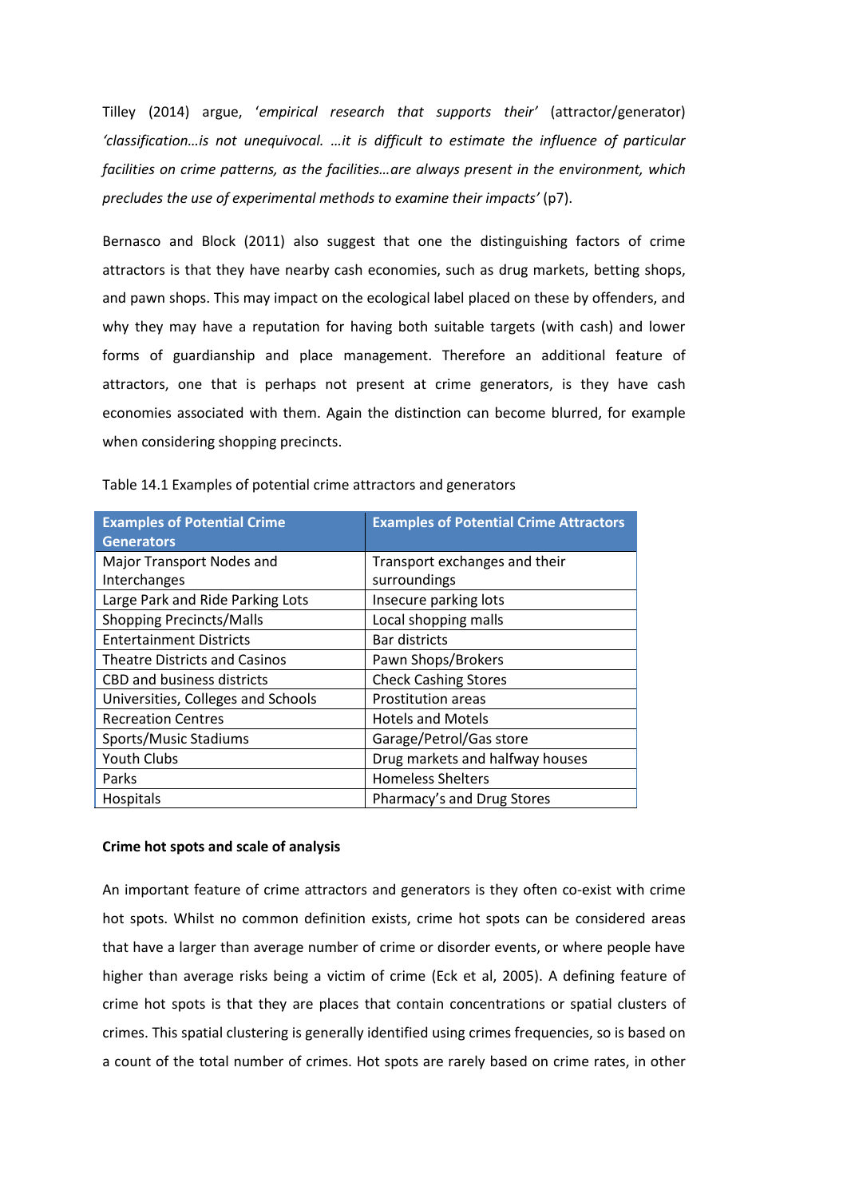Tilley (2014) argue, '*empirical research that supports their*' (attractor/generator) '*classification…is not unequivocal. …it is difficult to estimate the influence of particular facilities on crime patterns, as the facilities…are always present in the environment, which precludes the use of experimental methods to examine their impacts*' (p7).

Bernasco and Block (2011) also suggest that one the distinguishing factors of crime attractors is that they have nearby cash economies, such as drug markets, betting shops, and pawn shops. This may impact on the ecological label placed on these by offenders, and why they may have a reputation for having both suitable targets (with cash) and lower forms of guardianship and place management. Therefore an additional feature of attractors, one that is perhaps not present at crime generators, is they have cash economies associated with them. Again the distinction can become blurred, for example when considering shopping precincts.

Table 14.1 Examples of potential crime attractors and generators

| Examples of Potential Crime Generators | Examples of Potential Crime Attractors |
|---|---|
| Major Transport Nodes and Interchanges | Transport exchanges and their surroundings |
| Large Park and Ride Parking Lots | Insecure parking lots |
| Shopping Precincts/Malls | Local shopping malls |
| Entertainment Districts | Bar districts |
| Theatre Districts and Casinos | Pawn Shops/Brokers |
| CBD and business districts | Check Cashing Stores |
| Universities, Colleges and Schools | Prostitution areas |
| Recreation Centres | Hotels and Motels |
| Sports/Music Stadiums | Garage/Petrol/Gas store |
| Youth Clubs | Drug markets and halfway houses |
| Parks | Homeless Shelters |
| Hospitals | Pharmacy's and Drug Stores |

**Crime hot spots and scale of analysis**

An important feature of crime attractors and generators is they often co-exist with crime hot spots. Whilst no common definition exists, crime hot spots can be considered areas that have a larger than average number of crime or disorder events, or where people have higher than average risks being a victim of crime (Eck et al, 2005). A defining feature of crime hot spots is that they are places that contain concentrations or spatial clusters of crimes. This spatial clustering is generally identified using crimes frequencies, so is based on a count of the total number of crimes. Hot spots are rarely based on crime rates, in other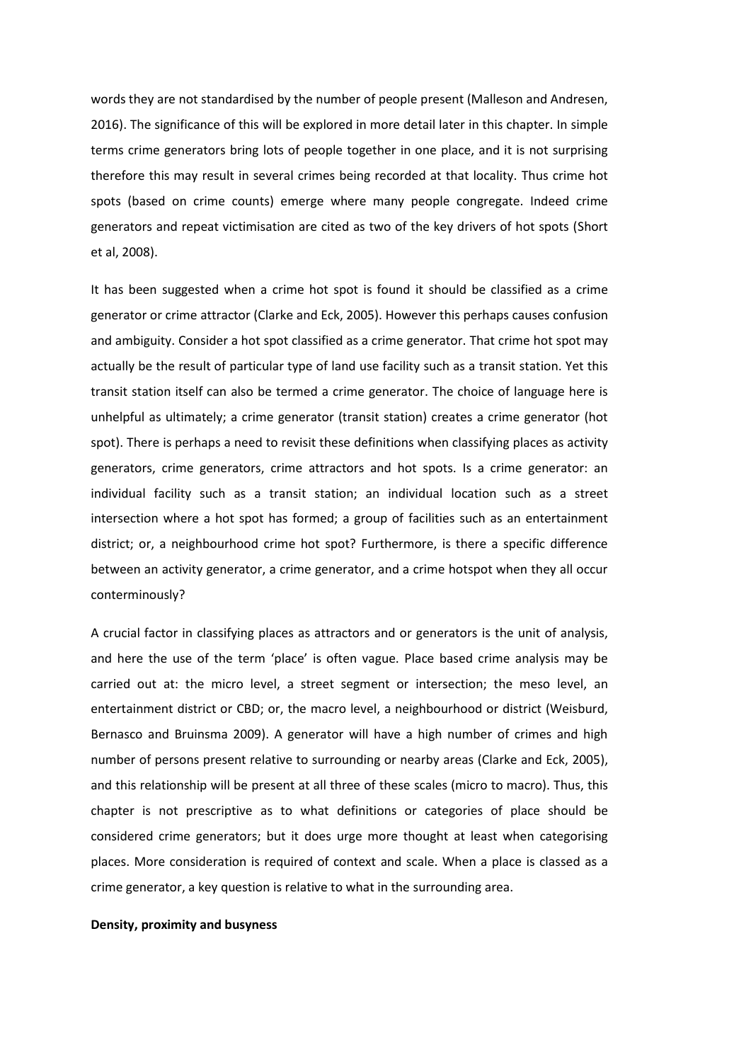words they are not standardised by the number of people present (Malleson and Andresen, 2016). The significance of this will be explored in more detail later in this chapter. In simple terms crime generators bring lots of people together in one place, and it is not surprising therefore this may result in several crimes being recorded at that locality. Thus crime hot spots (based on crime counts) emerge where many people congregate. Indeed crime generators and repeat victimisation are cited as two of the key drivers of hot spots (Short et al, 2008).

It has been suggested when a crime hot spot is found it should be classified as a crime generator or crime attractor (Clarke and Eck, 2005). However this perhaps causes confusion and ambiguity. Consider a hot spot classified as a crime generator. That crime hot spot may actually be the result of particular type of land use facility such as a transit station. Yet this transit station itself can also be termed a crime generator. The choice of language here is unhelpful as ultimately; a crime generator (transit station) creates a crime generator (hot spot). There is perhaps a need to revisit these definitions when classifying places as activity generators, crime generators, crime attractors and hot spots. Is a crime generator: an individual facility such as a transit station; an individual location such as a street intersection where a hot spot has formed; a group of facilities such as an entertainment district; or, a neighbourhood crime hot spot? Furthermore, is there a specific difference between an activity generator, a crime generator, and a crime hotspot when they all occur conterminously?

A crucial factor in classifying places as attractors and or generators is the unit of analysis, and here the use of the term 'place' is often vague. Place based crime analysis may be carried out at: the micro level, a street segment or intersection; the meso level, an entertainment district or CBD; or, the macro level, a neighbourhood or district (Weisburd, Bernasco and Bruinsma 2009). A generator will have a high number of crimes and high number of persons present relative to surrounding or nearby areas (Clarke and Eck, 2005), and this relationship will be present at all three of these scales (micro to macro). Thus, this chapter is not prescriptive as to what definitions or categories of place should be considered crime generators; but it does urge more thought at least when categorising places. More consideration is required of context and scale. When a place is classed as a crime generator, a key question is relative to what in the surrounding area.

**Density, proximity and busyness**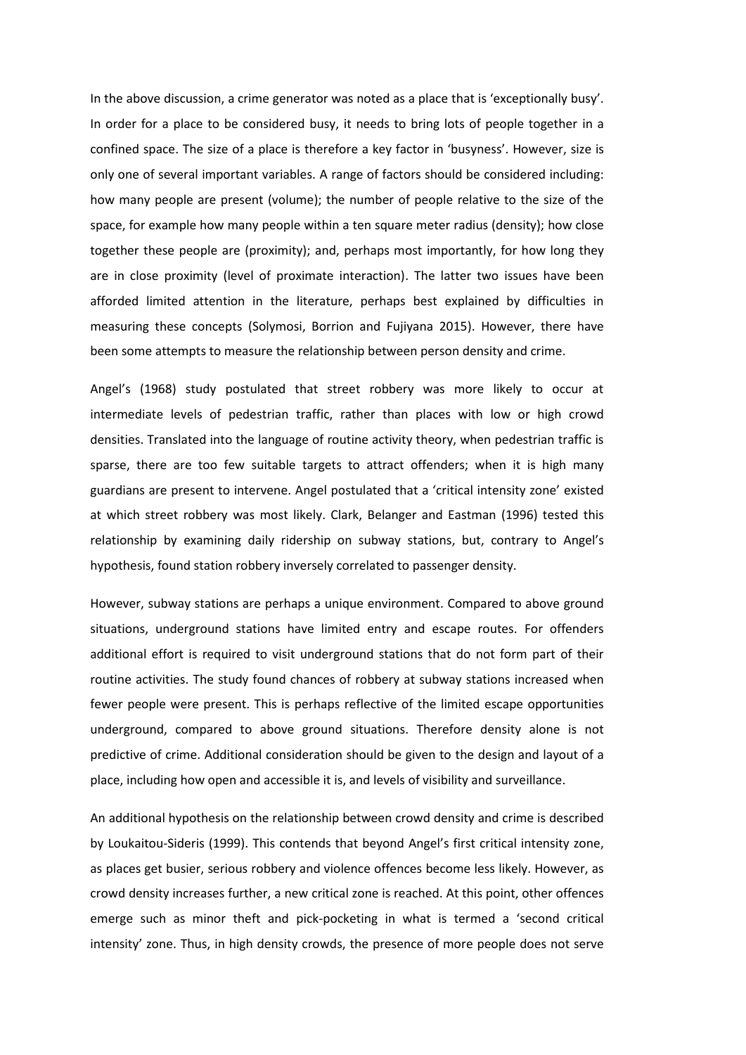In the above discussion, a crime generator was noted as a place that is 'exceptionally busy'. In order for a place to be considered busy, it needs to bring lots of people together in a confined space. The size of a place is therefore a key factor in 'busyness'. However, size is only one of several important variables. A range of factors should be considered including: how many people are present (volume); the number of people relative to the size of the space, for example how many people within a ten square meter radius (density); how close together these people are (proximity); and, perhaps most importantly, for how long they are in close proximity (level of proximate interaction). The latter two issues have been afforded limited attention in the literature, perhaps best explained by difficulties in measuring these concepts (Solymosi, Borrion and Fujiyana 2015). However, there have been some attempts to measure the relationship between person density and crime.

Angel's (1968) study postulated that street robbery was more likely to occur at intermediate levels of pedestrian traffic, rather than places with low or high crowd densities. Translated into the language of routine activity theory, when pedestrian traffic is sparse, there are too few suitable targets to attract offenders; when it is high many guardians are present to intervene. Angel postulated that a 'critical intensity zone' existed at which street robbery was most likely. Clark, Belanger and Eastman (1996) tested this relationship by examining daily ridership on subway stations, but, contrary to Angel's hypothesis, found station robbery inversely correlated to passenger density.

However, subway stations are perhaps a unique environment. Compared to above ground situations, underground stations have limited entry and escape routes. For offenders additional effort is required to visit underground stations that do not form part of their routine activities. The study found chances of robbery at subway stations increased when fewer people were present. This is perhaps reflective of the limited escape opportunities underground, compared to above ground situations. Therefore density alone is not predictive of crime. Additional consideration should be given to the design and layout of a place, including how open and accessible it is, and levels of visibility and surveillance.

An additional hypothesis on the relationship between crowd density and crime is described by Loukaitou-Sideris (1999). This contends that beyond Angel's first critical intensity zone, as places get busier, serious robbery and violence offences become less likely. However, as crowd density increases further, a new critical zone is reached. At this point, other offences emerge such as minor theft and pick-pocketing in what is termed a 'second critical intensity' zone. Thus, in high density crowds, the presence of more people does not serve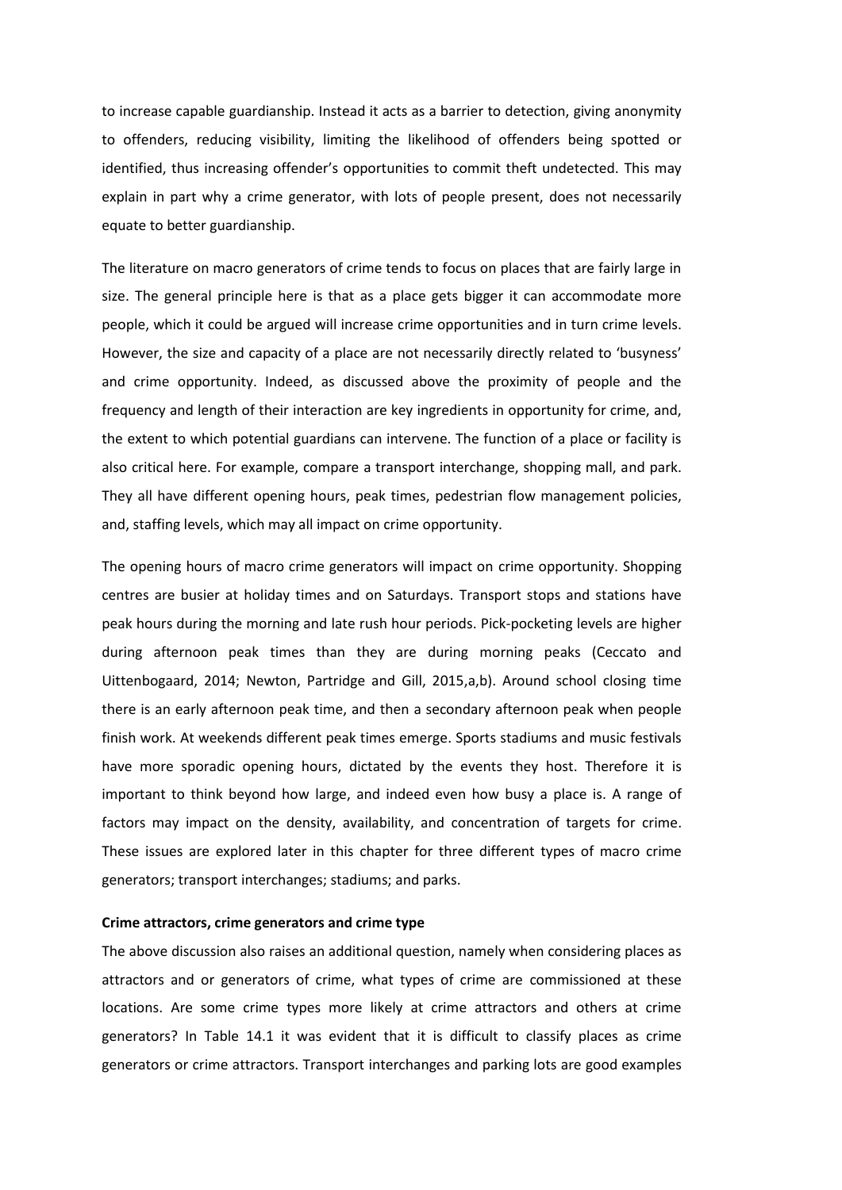to increase capable guardianship. Instead it acts as a barrier to detection, giving anonymity to offenders, reducing visibility, limiting the likelihood of offenders being spotted or identified, thus increasing offender's opportunities to commit theft undetected. This may explain in part why a crime generator, with lots of people present, does not necessarily equate to better guardianship.

The literature on macro generators of crime tends to focus on places that are fairly large in size. The general principle here is that as a place gets bigger it can accommodate more people, which it could be argued will increase crime opportunities and in turn crime levels. However, the size and capacity of a place are not necessarily directly related to 'busyness' and crime opportunity. Indeed, as discussed above the proximity of people and the frequency and length of their interaction are key ingredients in opportunity for crime, and, the extent to which potential guardians can intervene. The function of a place or facility is also critical here. For example, compare a transport interchange, shopping mall, and park. They all have different opening hours, peak times, pedestrian flow management policies, and, staffing levels, which may all impact on crime opportunity.

The opening hours of macro crime generators will impact on crime opportunity. Shopping centres are busier at holiday times and on Saturdays. Transport stops and stations have peak hours during the morning and late rush hour periods. Pick-pocketing levels are higher during afternoon peak times than they are during morning peaks (Ceccato and Uittenbogaard, 2014; Newton, Partridge and Gill, 2015,a,b). Around school closing time there is an early afternoon peak time, and then a secondary afternoon peak when people finish work. At weekends different peak times emerge. Sports stadiums and music festivals have more sporadic opening hours, dictated by the events they host. Therefore it is important to think beyond how large, and indeed even how busy a place is. A range of factors may impact on the density, availability, and concentration of targets for crime. These issues are explored later in this chapter for three different types of macro crime generators; transport interchanges; stadiums; and parks.

**Crime attractors, crime generators and crime type**

The above discussion also raises an additional question, namely when considering places as attractors and or generators of crime, what types of crime are commissioned at these locations. Are some crime types more likely at crime attractors and others at crime generators? In Table 14.1 it was evident that it is difficult to classify places as crime generators or crime attractors. Transport interchanges and parking lots are good examples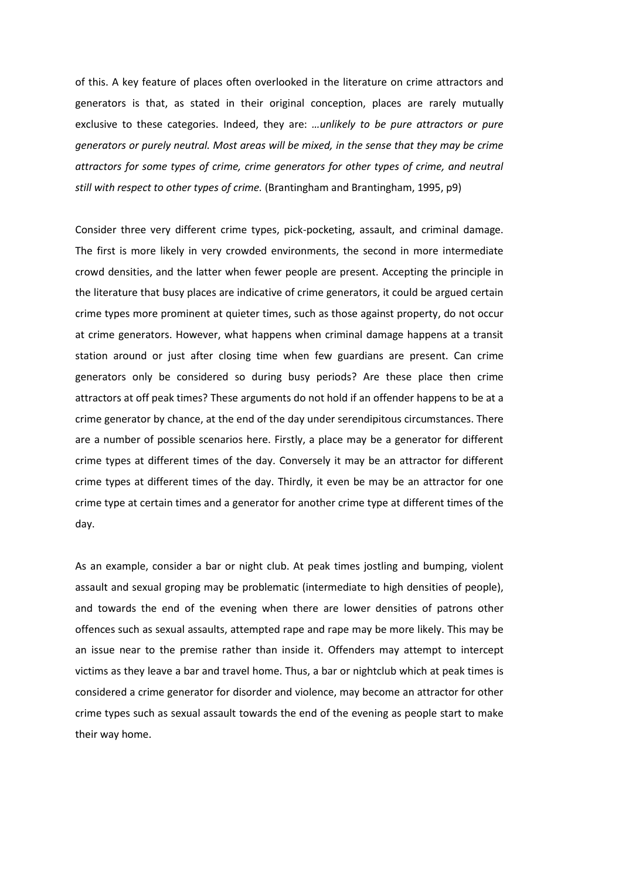of this. A key feature of places often overlooked in the literature on crime attractors and generators is that, as stated in their original conception, places are rarely mutually exclusive to these categories. Indeed, they are: *…unlikely to be pure attractors or pure generators or purely neutral. Most areas will be mixed, in the sense that they may be crime attractors for some types of crime, crime generators for other types of crime, and neutral still with respect to other types of crime.* (Brantingham and Brantingham, 1995, p9)

Consider three very different crime types, pick-pocketing, assault, and criminal damage. The first is more likely in very crowded environments, the second in more intermediate crowd densities, and the latter when fewer people are present. Accepting the principle in the literature that busy places are indicative of crime generators, it could be argued certain crime types more prominent at quieter times, such as those against property, do not occur at crime generators. However, what happens when criminal damage happens at a transit station around or just after closing time when few guardians are present. Can crime generators only be considered so during busy periods? Are these place then crime attractors at off peak times? These arguments do not hold if an offender happens to be at a crime generator by chance, at the end of the day under serendipitous circumstances. There are a number of possible scenarios here. Firstly, a place may be a generator for different crime types at different times of the day. Conversely it may be an attractor for different crime types at different times of the day. Thirdly, it even be may be an attractor for one crime type at certain times and a generator for another crime type at different times of the day.

As an example, consider a bar or night club. At peak times jostling and bumping, violent assault and sexual groping may be problematic (intermediate to high densities of people), and towards the end of the evening when there are lower densities of patrons other offences such as sexual assaults, attempted rape and rape may be more likely. This may be an issue near to the premise rather than inside it. Offenders may attempt to intercept victims as they leave a bar and travel home. Thus, a bar or nightclub which at peak times is considered a crime generator for disorder and violence, may become an attractor for other crime types such as sexual assault towards the end of the evening as people start to make their way home.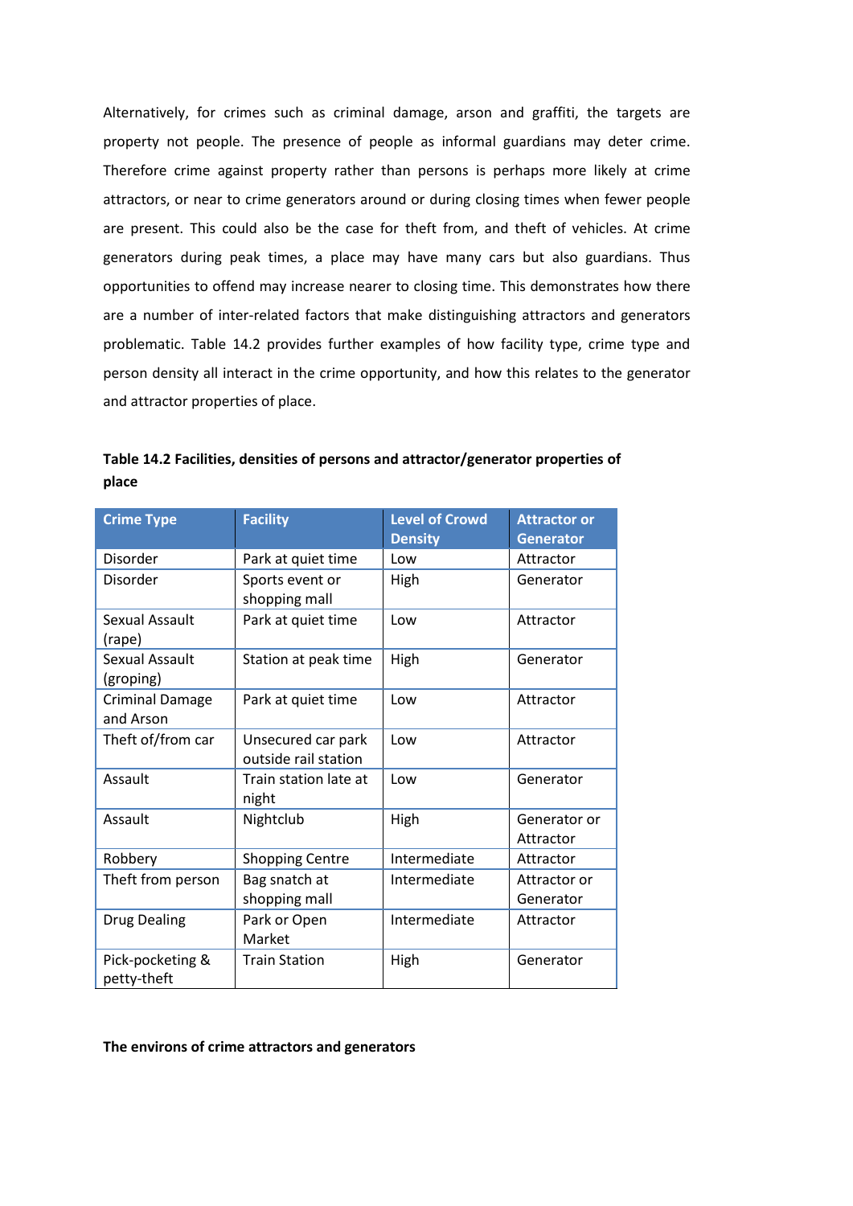Alternatively, for crimes such as criminal damage, arson and graffiti, the targets are property not people. The presence of people as informal guardians may deter crime. Therefore crime against property rather than persons is perhaps more likely at crime attractors, or near to crime generators around or during closing times when fewer people are present. This could also be the case for theft from, and theft of vehicles. At crime generators during peak times, a place may have many cars but also guardians. Thus opportunities to offend may increase nearer to closing time. This demonstrates how there are a number of inter-related factors that make distinguishing attractors and generators problematic. Table 14.2 provides further examples of how facility type, crime type and person density all interact in the crime opportunity, and how this relates to the generator and attractor properties of place.

**Table 14.2 Facilities, densities of persons and attractor/generator properties of place**

| Crime Type | Facility | Level of Crowd Density | Attractor or Generator |
|---|---|---|---|
| Disorder | Park at quiet time | Low | Attractor |
| Disorder | Sports event or shopping mall | High | Generator |
| Sexual Assault (rape) | Park at quiet time | Low | Attractor |
| Sexual Assault (groping) | Station at peak time | High | Generator |
| Criminal Damage and Arson | Park at quiet time | Low | Attractor |
| Theft of/from car | Unsecured car park outside rail station | Low | Attractor |
| Assault | Train station late at night | Low | Generator |
| Assault | Nightclub | High | Generator or Attractor |
| Robbery | Shopping Centre | Intermediate | Attractor |
| Theft from person | Bag snatch at shopping mall | Intermediate | Attractor or Generator |
| Drug Dealing | Park or Open Market | Intermediate | Attractor |
| Pick-pocketing & petty-theft | Train Station | High | Generator |

**The environs of crime attractors and generators**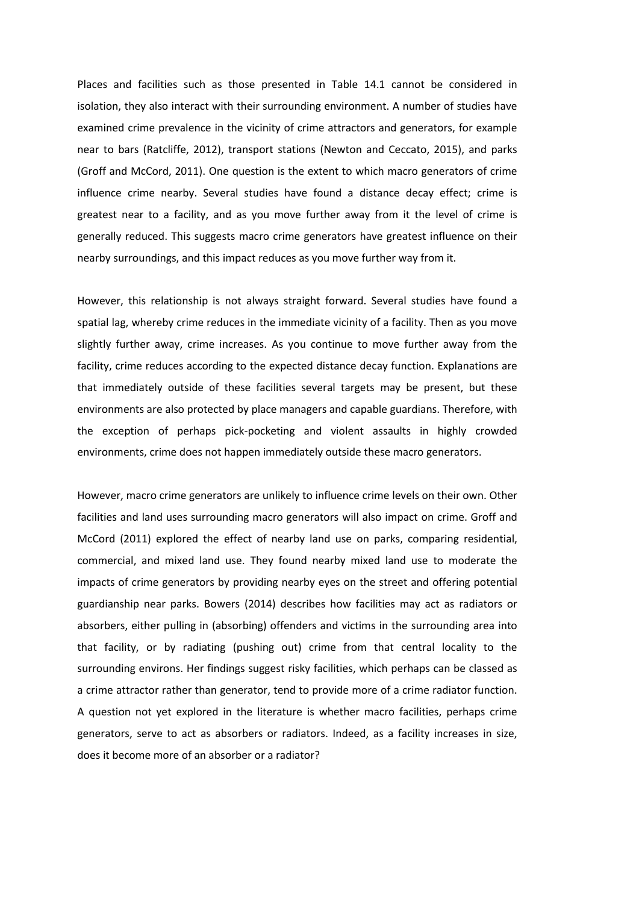Places and facilities such as those presented in Table 14.1 cannot be considered in isolation, they also interact with their surrounding environment. A number of studies have examined crime prevalence in the vicinity of crime attractors and generators, for example near to bars (Ratcliffe, 2012), transport stations (Newton and Ceccato, 2015), and parks (Groff and McCord, 2011). One question is the extent to which macro generators of crime influence crime nearby. Several studies have found a distance decay effect; crime is greatest near to a facility, and as you move further away from it the level of crime is generally reduced. This suggests macro crime generators have greatest influence on their nearby surroundings, and this impact reduces as you move further way from it.

However, this relationship is not always straight forward. Several studies have found a spatial lag, whereby crime reduces in the immediate vicinity of a facility. Then as you move slightly further away, crime increases. As you continue to move further away from the facility, crime reduces according to the expected distance decay function. Explanations are that immediately outside of these facilities several targets may be present, but these environments are also protected by place managers and capable guardians. Therefore, with the exception of perhaps pick-pocketing and violent assaults in highly crowded environments, crime does not happen immediately outside these macro generators.

However, macro crime generators are unlikely to influence crime levels on their own. Other facilities and land uses surrounding macro generators will also impact on crime. Groff and McCord (2011) explored the effect of nearby land use on parks, comparing residential, commercial, and mixed land use. They found nearby mixed land use to moderate the impacts of crime generators by providing nearby eyes on the street and offering potential guardianship near parks. Bowers (2014) describes how facilities may act as radiators or absorbers, either pulling in (absorbing) offenders and victims in the surrounding area into that facility, or by radiating (pushing out) crime from that central locality to the surrounding environs. Her findings suggest risky facilities, which perhaps can be classed as a crime attractor rather than generator, tend to provide more of a crime radiator function. A question not yet explored in the literature is whether macro facilities, perhaps crime generators, serve to act as absorbers or radiators. Indeed, as a facility increases in size, does it become more of an absorber or a radiator?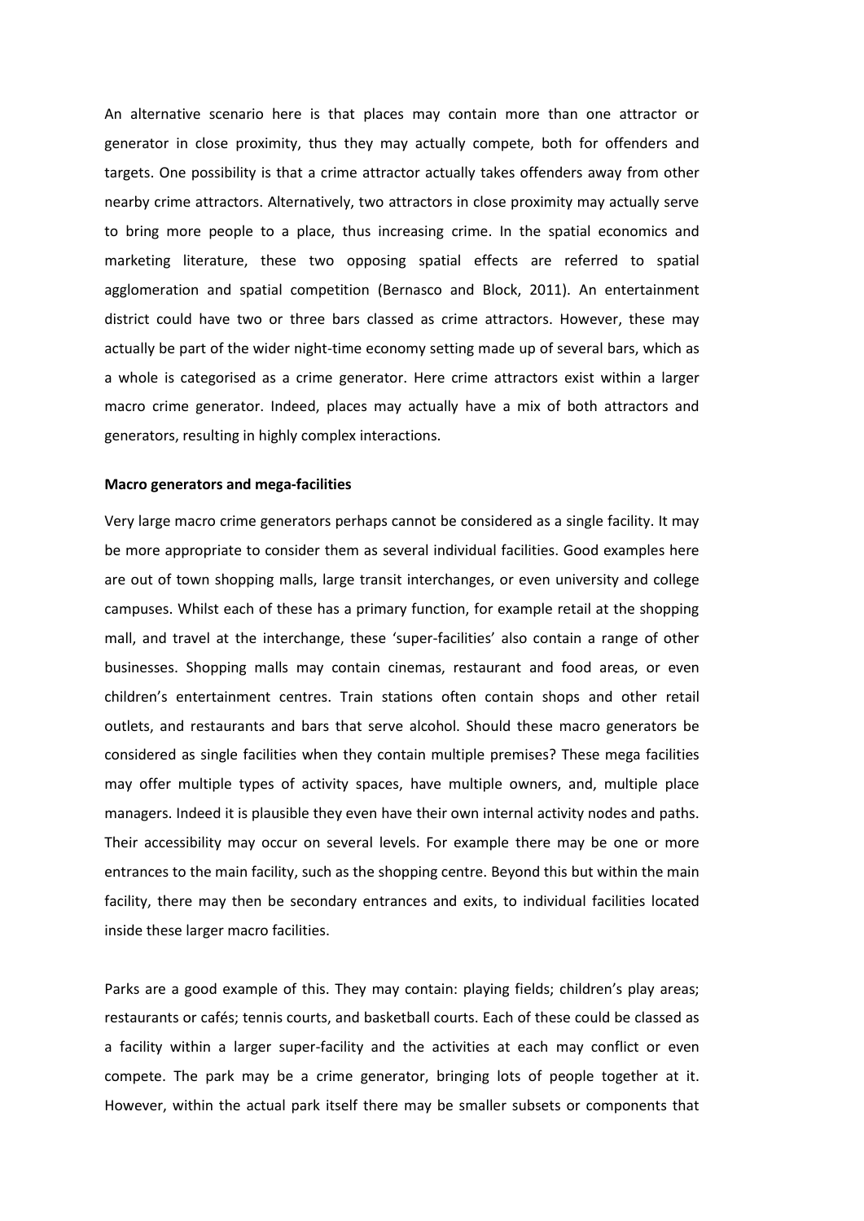An alternative scenario here is that places may contain more than one attractor or generator in close proximity, thus they may actually compete, both for offenders and targets. One possibility is that a crime attractor actually takes offenders away from other nearby crime attractors. Alternatively, two attractors in close proximity may actually serve to bring more people to a place, thus increasing crime. In the spatial economics and marketing literature, these two opposing spatial effects are referred to spatial agglomeration and spatial competition (Bernasco and Block, 2011). An entertainment district could have two or three bars classed as crime attractors. However, these may actually be part of the wider night-time economy setting made up of several bars, which as a whole is categorised as a crime generator. Here crime attractors exist within a larger macro crime generator. Indeed, places may actually have a mix of both attractors and generators, resulting in highly complex interactions.

**Macro generators and mega-facilities**

Very large macro crime generators perhaps cannot be considered as a single facility. It may be more appropriate to consider them as several individual facilities. Good examples here are out of town shopping malls, large transit interchanges, or even university and college campuses. Whilst each of these has a primary function, for example retail at the shopping mall, and travel at the interchange, these 'super-facilities' also contain a range of other businesses. Shopping malls may contain cinemas, restaurant and food areas, or even children's entertainment centres. Train stations often contain shops and other retail outlets, and restaurants and bars that serve alcohol. Should these macro generators be considered as single facilities when they contain multiple premises? These mega facilities may offer multiple types of activity spaces, have multiple owners, and, multiple place managers. Indeed it is plausible they even have their own internal activity nodes and paths. Their accessibility may occur on several levels. For example there may be one or more entrances to the main facility, such as the shopping centre. Beyond this but within the main facility, there may then be secondary entrances and exits, to individual facilities located inside these larger macro facilities.

Parks are a good example of this. They may contain: playing fields; children's play areas; restaurants or cafés; tennis courts, and basketball courts. Each of these could be classed as a facility within a larger super-facility and the activities at each may conflict or even compete. The park may be a crime generator, bringing lots of people together at it. However, within the actual park itself there may be smaller subsets or components that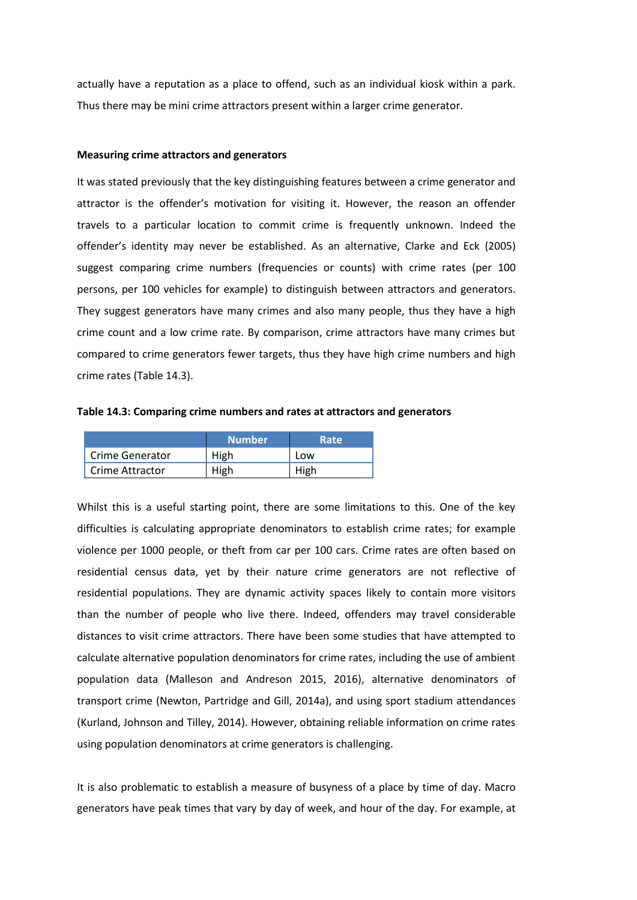actually have a reputation as a place to offend, such as an individual kiosk within a park. Thus there may be mini crime attractors present within a larger crime generator.

**Measuring crime attractors and generators**

It was stated previously that the key distinguishing features between a crime generator and attractor is the offender's motivation for visiting it. However, the reason an offender travels to a particular location to commit crime is frequently unknown. Indeed the offender's identity may never be established. As an alternative, Clarke and Eck (2005) suggest comparing crime numbers (frequencies or counts) with crime rates (per 100 persons, per 100 vehicles for example) to distinguish between attractors and generators. They suggest generators have many crimes and also many people, thus they have a high crime count and a low crime rate. By comparison, crime attractors have many crimes but compared to crime generators fewer targets, thus they have high crime numbers and high crime rates (Table 14.3).

**Table 14.3: Comparing crime numbers and rates at attractors and generators**

| | Number | Rate |
|---|---|---|
| Crime Generator | High | Low |
| Crime Attractor | High | High |

Whilst this is a useful starting point, there are some limitations to this. One of the key difficulties is calculating appropriate denominators to establish crime rates; for example violence per 1000 people, or theft from car per 100 cars. Crime rates are often based on residential census data, yet by their nature crime generators are not reflective of residential populations. They are dynamic activity spaces likely to contain more visitors than the number of people who live there. Indeed, offenders may travel considerable distances to visit crime attractors. There have been some studies that have attempted to calculate alternative population denominators for crime rates, including the use of ambient population data (Malleson and Andreson 2015, 2016), alternative denominators of transport crime (Newton, Partridge and Gill, 2014a), and using sport stadium attendances (Kurland, Johnson and Tilley, 2014). However, obtaining reliable information on crime rates using population denominators at crime generators is challenging.

It is also problematic to establish a measure of busyness of a place by time of day. Macro generators have peak times that vary by day of week, and hour of the day. For example, at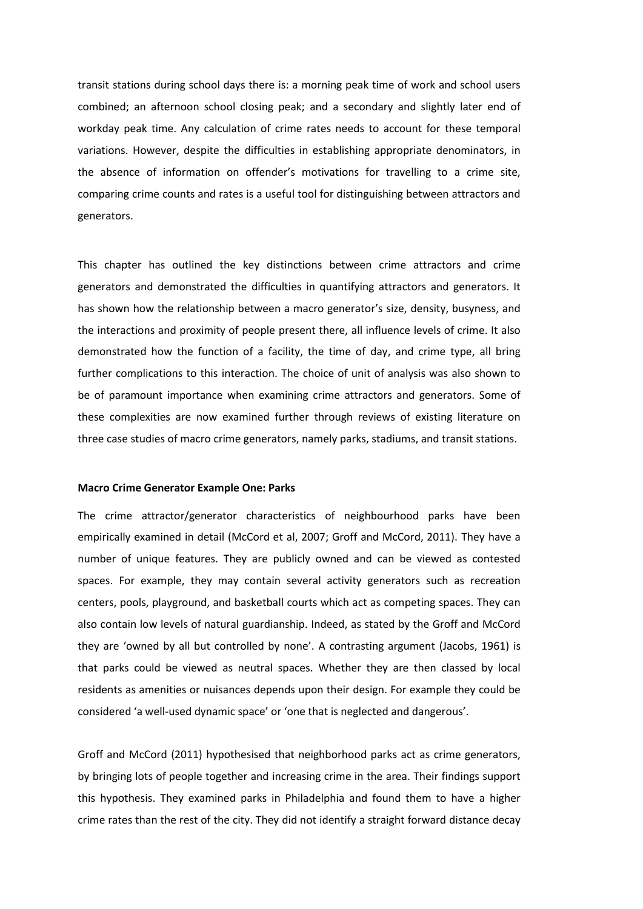transit stations during school days there is: a morning peak time of work and school users combined; an afternoon school closing peak; and a secondary and slightly later end of workday peak time. Any calculation of crime rates needs to account for these temporal variations. However, despite the difficulties in establishing appropriate denominators, in the absence of information on offender's motivations for travelling to a crime site, comparing crime counts and rates is a useful tool for distinguishing between attractors and generators.

This chapter has outlined the key distinctions between crime attractors and crime generators and demonstrated the difficulties in quantifying attractors and generators. It has shown how the relationship between a macro generator's size, density, busyness, and the interactions and proximity of people present there, all influence levels of crime. It also demonstrated how the function of a facility, the time of day, and crime type, all bring further complications to this interaction. The choice of unit of analysis was also shown to be of paramount importance when examining crime attractors and generators. Some of these complexities are now examined further through reviews of existing literature on three case studies of macro crime generators, namely parks, stadiums, and transit stations.

**Macro Crime Generator Example One: Parks**

The crime attractor/generator characteristics of neighbourhood parks have been empirically examined in detail (McCord et al, 2007; Groff and McCord, 2011). They have a number of unique features. They are publicly owned and can be viewed as contested spaces. For example, they may contain several activity generators such as recreation centers, pools, playground, and basketball courts which act as competing spaces. They can also contain low levels of natural guardianship. Indeed, as stated by the Groff and McCord they are 'owned by all but controlled by none'. A contrasting argument (Jacobs, 1961) is that parks could be viewed as neutral spaces. Whether they are then classed by local residents as amenities or nuisances depends upon their design. For example they could be considered 'a well-used dynamic space' or 'one that is neglected and dangerous'.

Groff and McCord (2011) hypothesised that neighborhood parks act as crime generators, by bringing lots of people together and increasing crime in the area. Their findings support this hypothesis. They examined parks in Philadelphia and found them to have a higher crime rates than the rest of the city. They did not identify a straight forward distance decay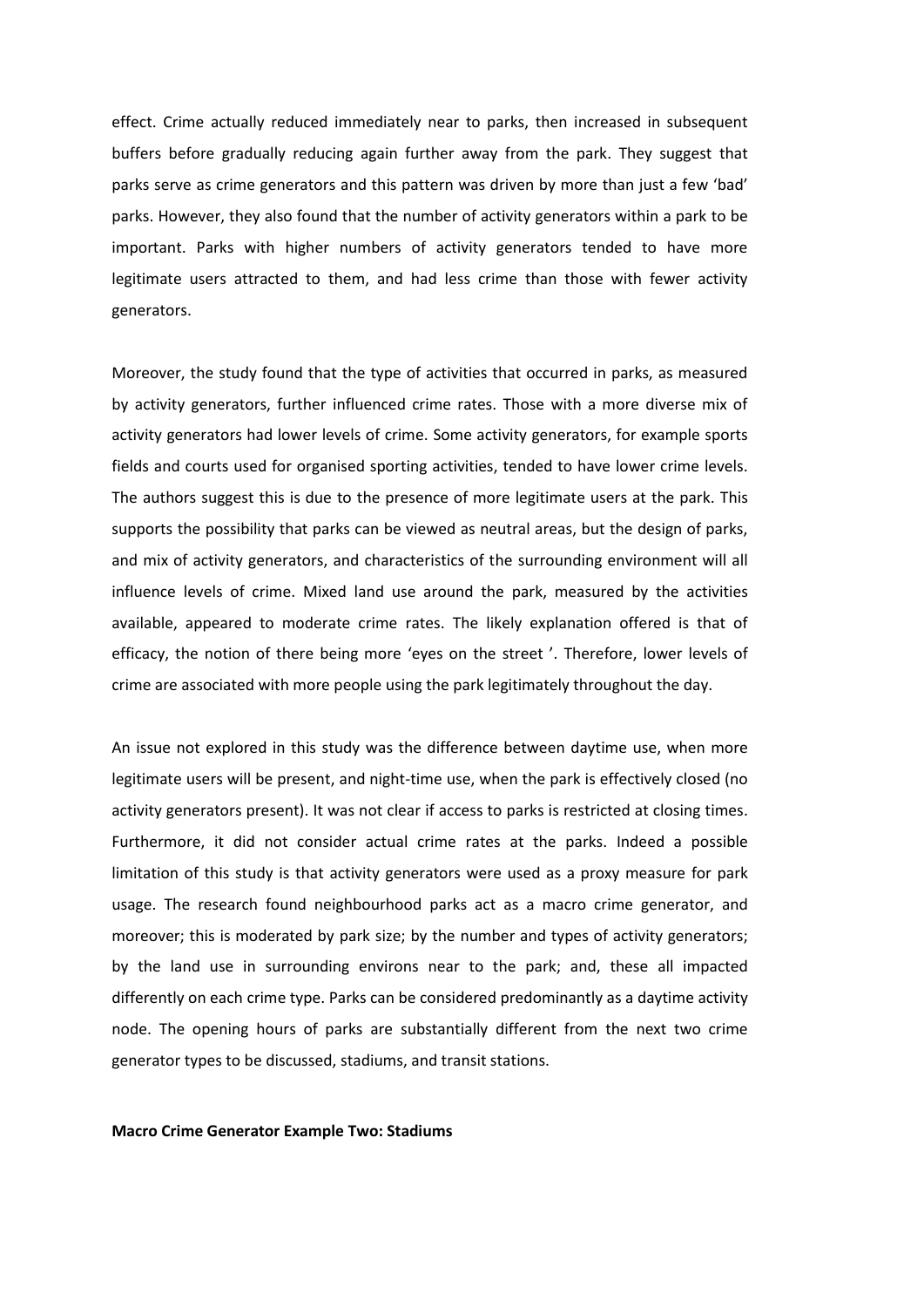effect. Crime actually reduced immediately near to parks, then increased in subsequent buffers before gradually reducing again further away from the park. They suggest that parks serve as crime generators and this pattern was driven by more than just a few 'bad' parks. However, they also found that the number of activity generators within a park to be important. Parks with higher numbers of activity generators tended to have more legitimate users attracted to them, and had less crime than those with fewer activity generators.

Moreover, the study found that the type of activities that occurred in parks, as measured by activity generators, further influenced crime rates. Those with a more diverse mix of activity generators had lower levels of crime. Some activity generators, for example sports fields and courts used for organised sporting activities, tended to have lower crime levels. The authors suggest this is due to the presence of more legitimate users at the park. This supports the possibility that parks can be viewed as neutral areas, but the design of parks, and mix of activity generators, and characteristics of the surrounding environment will all influence levels of crime. Mixed land use around the park, measured by the activities available, appeared to moderate crime rates. The likely explanation offered is that of efficacy, the notion of there being more 'eyes on the street '. Therefore, lower levels of crime are associated with more people using the park legitimately throughout the day.

An issue not explored in this study was the difference between daytime use, when more legitimate users will be present, and night-time use, when the park is effectively closed (no activity generators present). It was not clear if access to parks is restricted at closing times. Furthermore, it did not consider actual crime rates at the parks. Indeed a possible limitation of this study is that activity generators were used as a proxy measure for park usage. The research found neighbourhood parks act as a macro crime generator, and moreover; this is moderated by park size; by the number and types of activity generators; by the land use in surrounding environs near to the park; and, these all impacted differently on each crime type. Parks can be considered predominantly as a daytime activity node. The opening hours of parks are substantially different from the next two crime generator types to be discussed, stadiums, and transit stations.

**Macro Crime Generator Example Two: Stadiums**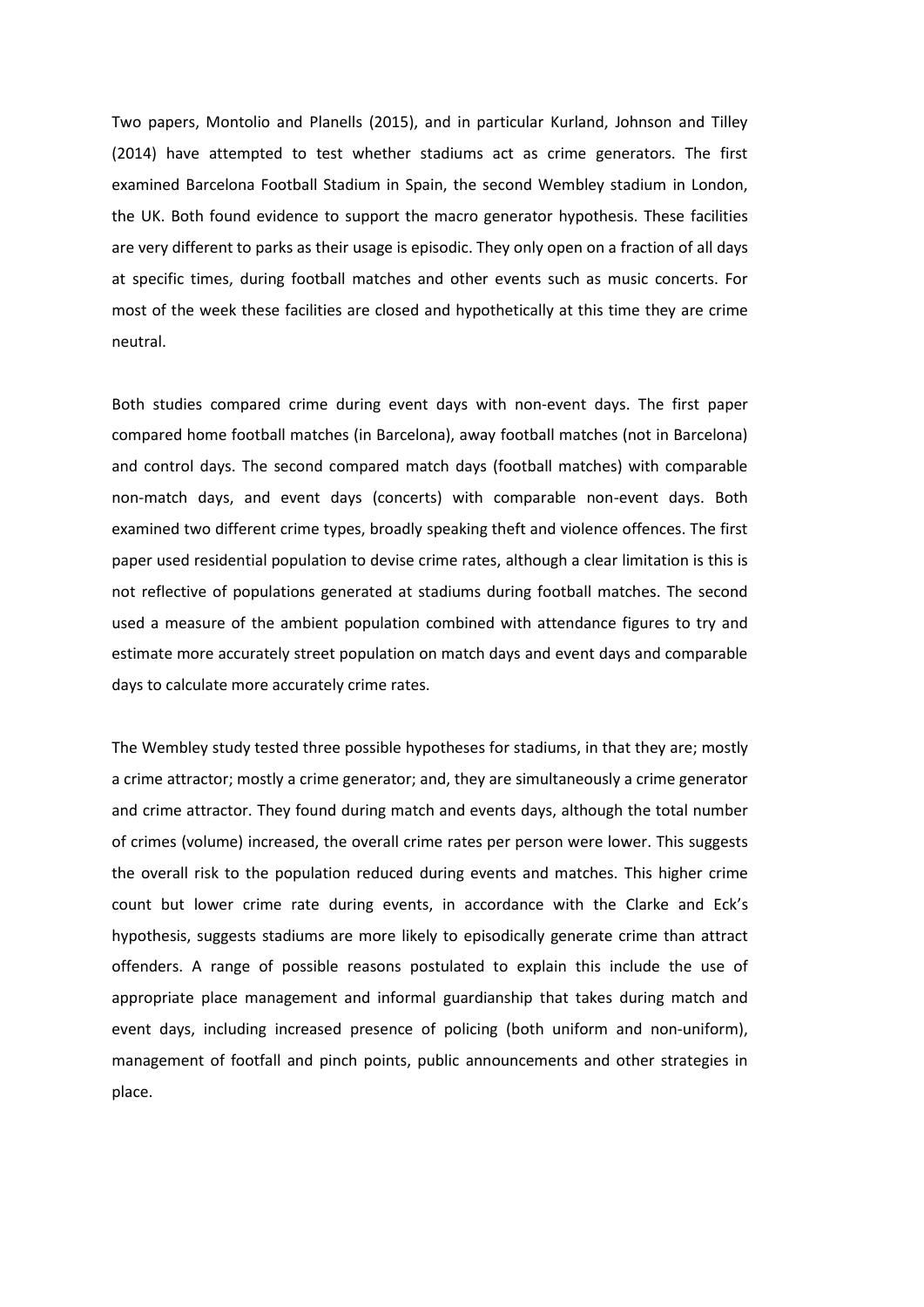Two papers, Montolio and Planells (2015), and in particular Kurland, Johnson and Tilley (2014) have attempted to test whether stadiums act as crime generators. The first examined Barcelona Football Stadium in Spain, the second Wembley stadium in London, the UK. Both found evidence to support the macro generator hypothesis. These facilities are very different to parks as their usage is episodic. They only open on a fraction of all days at specific times, during football matches and other events such as music concerts. For most of the week these facilities are closed and hypothetically at this time they are crime neutral.

Both studies compared crime during event days with non-event days. The first paper compared home football matches (in Barcelona), away football matches (not in Barcelona) and control days. The second compared match days (football matches) with comparable non-match days, and event days (concerts) with comparable non-event days. Both examined two different crime types, broadly speaking theft and violence offences. The first paper used residential population to devise crime rates, although a clear limitation is this is not reflective of populations generated at stadiums during football matches. The second used a measure of the ambient population combined with attendance figures to try and estimate more accurately street population on match days and event days and comparable days to calculate more accurately crime rates.

The Wembley study tested three possible hypotheses for stadiums, in that they are; mostly a crime attractor; mostly a crime generator; and, they are simultaneously a crime generator and crime attractor. They found during match and events days, although the total number of crimes (volume) increased, the overall crime rates per person were lower. This suggests the overall risk to the population reduced during events and matches. This higher crime count but lower crime rate during events, in accordance with the Clarke and Eck's hypothesis, suggests stadiums are more likely to episodically generate crime than attract offenders. A range of possible reasons postulated to explain this include the use of appropriate place management and informal guardianship that takes during match and event days, including increased presence of policing (both uniform and non-uniform), management of footfall and pinch points, public announcements and other strategies in place.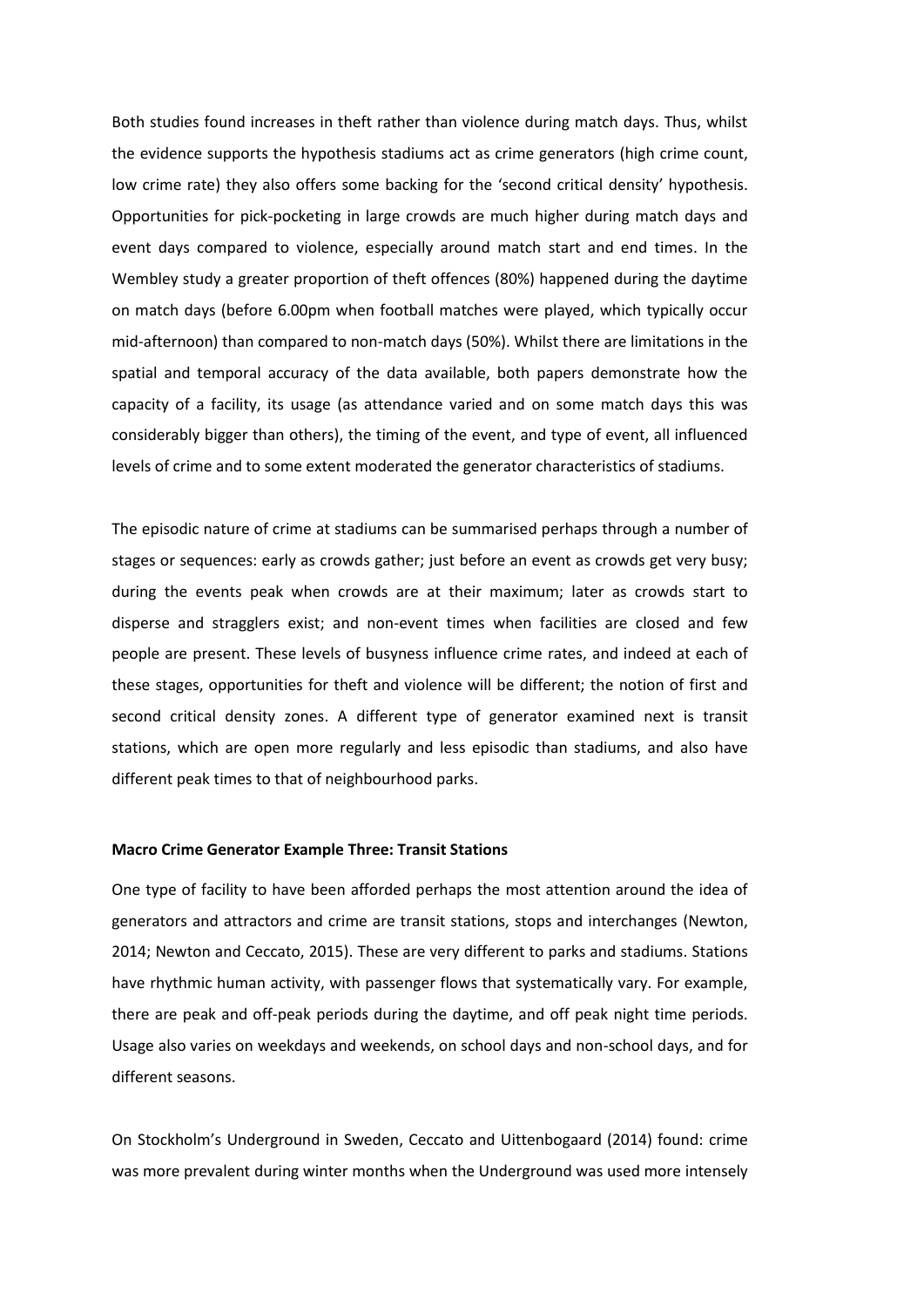Both studies found increases in theft rather than violence during match days. Thus, whilst the evidence supports the hypothesis stadiums act as crime generators (high crime count, low crime rate) they also offers some backing for the 'second critical density' hypothesis. Opportunities for pick-pocketing in large crowds are much higher during match days and event days compared to violence, especially around match start and end times. In the Wembley study a greater proportion of theft offences (80%) happened during the daytime on match days (before 6.00pm when football matches were played, which typically occur mid-afternoon) than compared to non-match days (50%). Whilst there are limitations in the spatial and temporal accuracy of the data available, both papers demonstrate how the capacity of a facility, its usage (as attendance varied and on some match days this was considerably bigger than others), the timing of the event, and type of event, all influenced levels of crime and to some extent moderated the generator characteristics of stadiums.

The episodic nature of crime at stadiums can be summarised perhaps through a number of stages or sequences: early as crowds gather; just before an event as crowds get very busy; during the events peak when crowds are at their maximum; later as crowds start to disperse and stragglers exist; and non-event times when facilities are closed and few people are present. These levels of busyness influence crime rates, and indeed at each of these stages, opportunities for theft and violence will be different; the notion of first and second critical density zones. A different type of generator examined next is transit stations, which are open more regularly and less episodic than stadiums, and also have different peak times to that of neighbourhood parks.

**Macro Crime Generator Example Three: Transit Stations**

One type of facility to have been afforded perhaps the most attention around the idea of generators and attractors and crime are transit stations, stops and interchanges (Newton, 2014; Newton and Ceccato, 2015). These are very different to parks and stadiums. Stations have rhythmic human activity, with passenger flows that systematically vary. For example, there are peak and off-peak periods during the daytime, and off peak night time periods. Usage also varies on weekdays and weekends, on school days and non-school days, and for different seasons.

On Stockholm's Underground in Sweden, Ceccato and Uittenbogaard (2014) found: crime was more prevalent during winter months when the Underground was used more intensely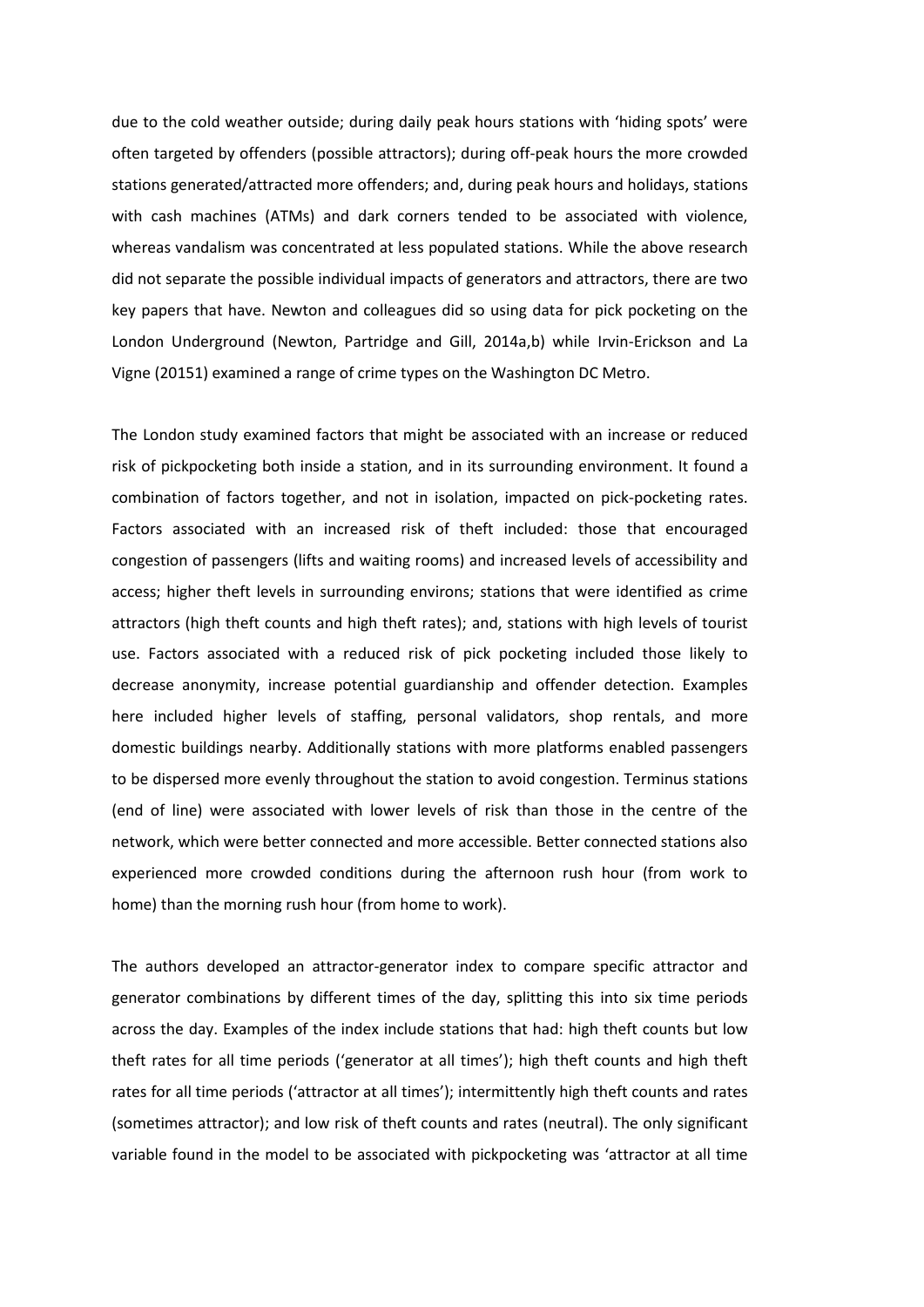due to the cold weather outside; during daily peak hours stations with 'hiding spots' were often targeted by offenders (possible attractors); during off-peak hours the more crowded stations generated/attracted more offenders; and, during peak hours and holidays, stations with cash machines (ATMs) and dark corners tended to be associated with violence, whereas vandalism was concentrated at less populated stations. While the above research did not separate the possible individual impacts of generators and attractors, there are two key papers that have. Newton and colleagues did so using data for pick pocketing on the London Underground (Newton, Partridge and Gill, 2014a,b) while Irvin-Erickson and La Vigne (20151) examined a range of crime types on the Washington DC Metro.

The London study examined factors that might be associated with an increase or reduced risk of pickpocketing both inside a station, and in its surrounding environment. It found a combination of factors together, and not in isolation, impacted on pick-pocketing rates. Factors associated with an increased risk of theft included: those that encouraged congestion of passengers (lifts and waiting rooms) and increased levels of accessibility and access; higher theft levels in surrounding environs; stations that were identified as crime attractors (high theft counts and high theft rates); and, stations with high levels of tourist use. Factors associated with a reduced risk of pick pocketing included those likely to decrease anonymity, increase potential guardianship and offender detection. Examples here included higher levels of staffing, personal validators, shop rentals, and more domestic buildings nearby. Additionally stations with more platforms enabled passengers to be dispersed more evenly throughout the station to avoid congestion. Terminus stations (end of line) were associated with lower levels of risk than those in the centre of the network, which were better connected and more accessible. Better connected stations also experienced more crowded conditions during the afternoon rush hour (from work to home) than the morning rush hour (from home to work).

The authors developed an attractor-generator index to compare specific attractor and generator combinations by different times of the day, splitting this into six time periods across the day. Examples of the index include stations that had: high theft counts but low theft rates for all time periods ('generator at all times'); high theft counts and high theft rates for all time periods ('attractor at all times'); intermittently high theft counts and rates (sometimes attractor); and low risk of theft counts and rates (neutral). The only significant variable found in the model to be associated with pickpocketing was 'attractor at all time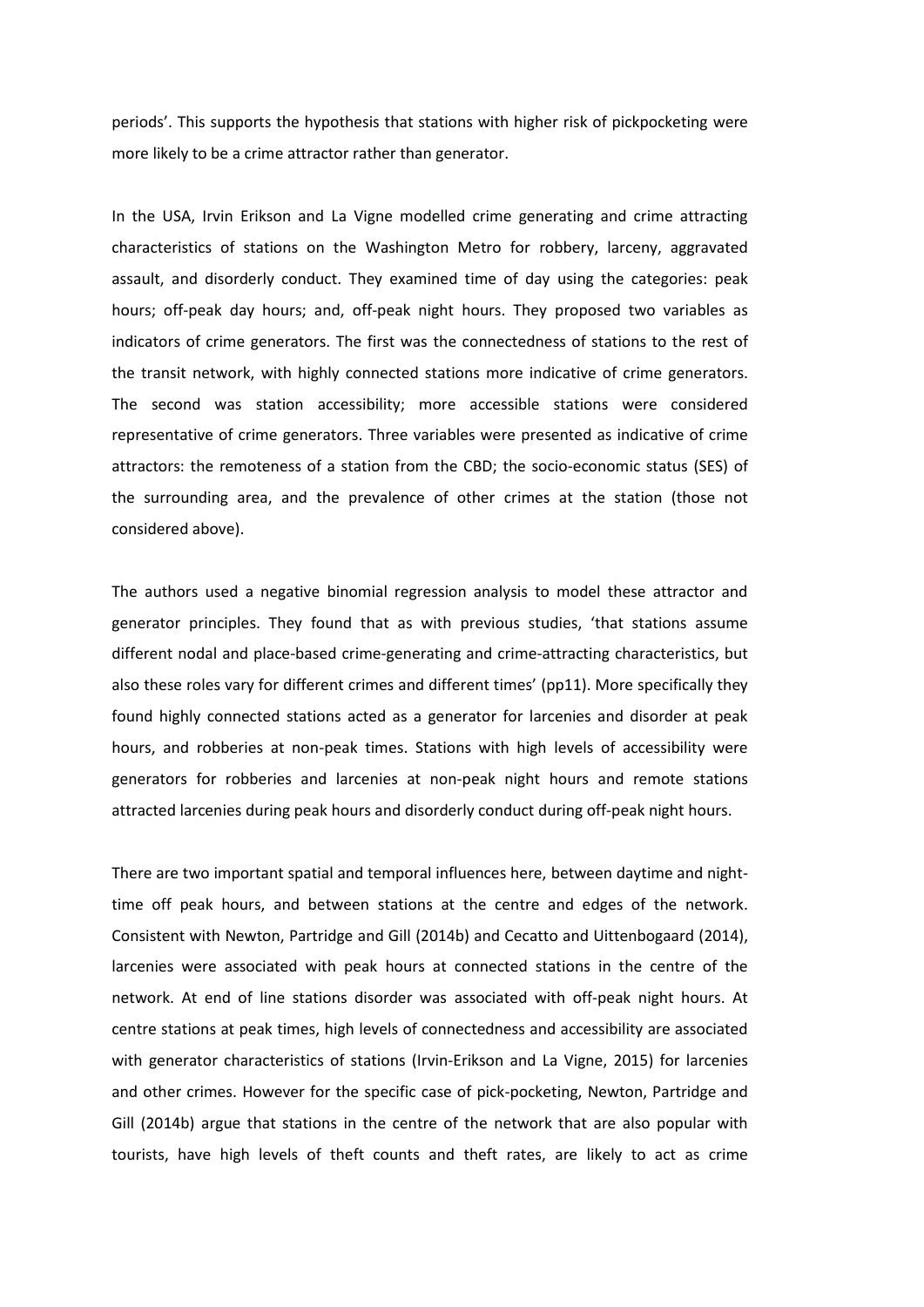periods'. This supports the hypothesis that stations with higher risk of pickpocketing were more likely to be a crime attractor rather than generator.

In the USA, Irvin Erikson and La Vigne modelled crime generating and crime attracting characteristics of stations on the Washington Metro for robbery, larceny, aggravated assault, and disorderly conduct. They examined time of day using the categories: peak hours; off-peak day hours; and, off-peak night hours. They proposed two variables as indicators of crime generators. The first was the connectedness of stations to the rest of the transit network, with highly connected stations more indicative of crime generators. The second was station accessibility; more accessible stations were considered representative of crime generators. Three variables were presented as indicative of crime attractors: the remoteness of a station from the CBD; the socio-economic status (SES) of the surrounding area, and the prevalence of other crimes at the station (those not considered above).

The authors used a negative binomial regression analysis to model these attractor and generator principles. They found that as with previous studies, 'that stations assume different nodal and place-based crime-generating and crime-attracting characteristics, but also these roles vary for different crimes and different times' (pp11). More specifically they found highly connected stations acted as a generator for larcenies and disorder at peak hours, and robberies at non-peak times. Stations with high levels of accessibility were generators for robberies and larcenies at non-peak night hours and remote stations attracted larcenies during peak hours and disorderly conduct during off-peak night hours.

There are two important spatial and temporal influences here, between daytime and night-time off peak hours, and between stations at the centre and edges of the network. Consistent with Newton, Partridge and Gill (2014b) and Cecatto and Uittenbogaard (2014), larcenies were associated with peak hours at connected stations in the centre of the network. At end of line stations disorder was associated with off-peak night hours. At centre stations at peak times, high levels of connectedness and accessibility are associated with generator characteristics of stations (Irvin-Erikson and La Vigne, 2015) for larcenies and other crimes. However for the specific case of pick-pocketing, Newton, Partridge and Gill (2014b) argue that stations in the centre of the network that are also popular with tourists, have high levels of theft counts and theft rates, are likely to act as crime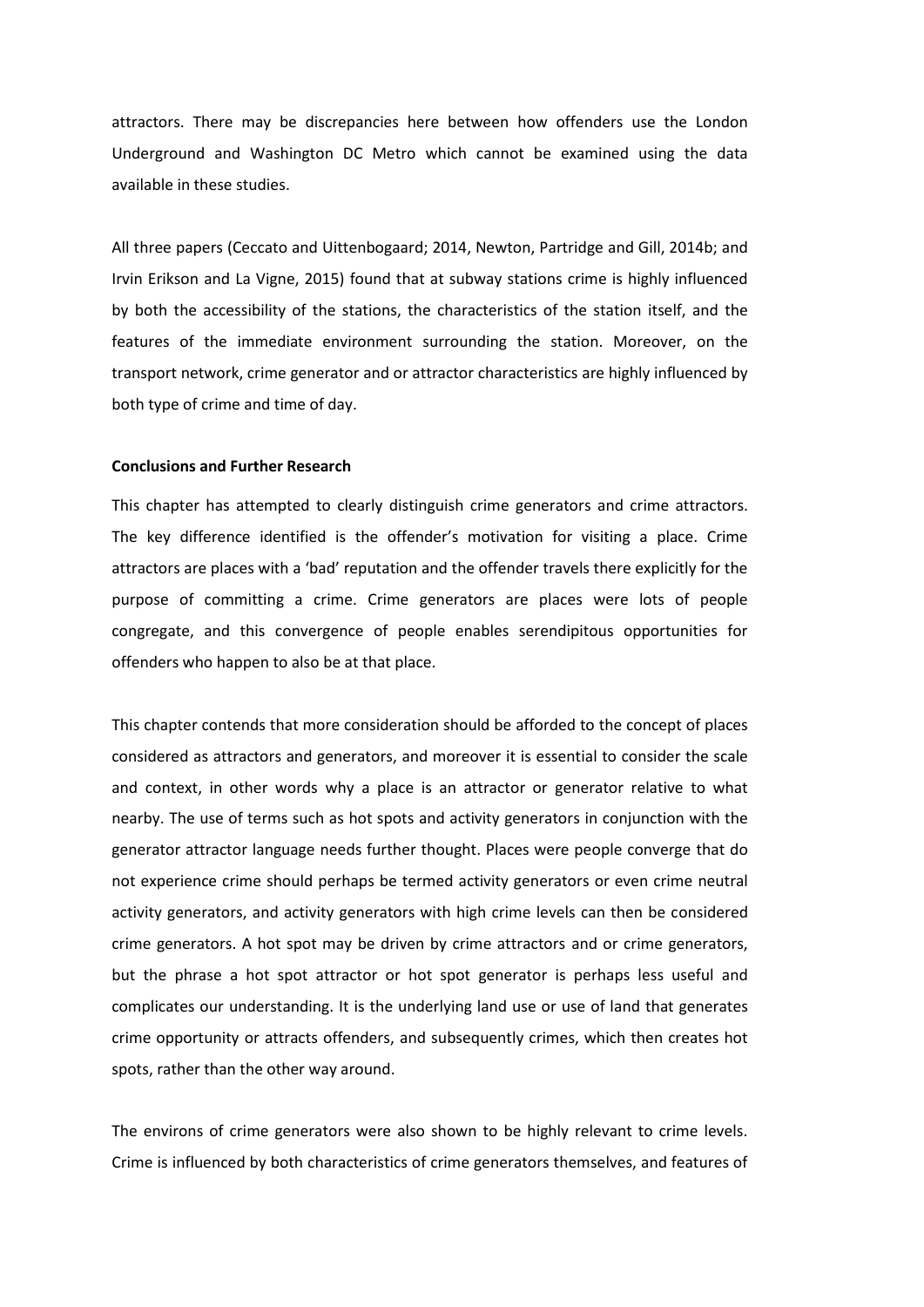attractors. There may be discrepancies here between how offenders use the London Underground and Washington DC Metro which cannot be examined using the data available in these studies.

All three papers (Ceccato and Uittenbogaard; 2014, Newton, Partridge and Gill, 2014b; and Irvin Erikson and La Vigne, 2015) found that at subway stations crime is highly influenced by both the accessibility of the stations, the characteristics of the station itself, and the features of the immediate environment surrounding the station. Moreover, on the transport network, crime generator and or attractor characteristics are highly influenced by both type of crime and time of day.

**Conclusions and Further Research**

This chapter has attempted to clearly distinguish crime generators and crime attractors. The key difference identified is the offender's motivation for visiting a place. Crime attractors are places with a 'bad' reputation and the offender travels there explicitly for the purpose of committing a crime. Crime generators are places were lots of people congregate, and this convergence of people enables serendipitous opportunities for offenders who happen to also be at that place.

This chapter contends that more consideration should be afforded to the concept of places considered as attractors and generators, and moreover it is essential to consider the scale and context, in other words why a place is an attractor or generator relative to what nearby. The use of terms such as hot spots and activity generators in conjunction with the generator attractor language needs further thought. Places were people converge that do not experience crime should perhaps be termed activity generators or even crime neutral activity generators, and activity generators with high crime levels can then be considered crime generators. A hot spot may be driven by crime attractors and or crime generators, but the phrase a hot spot attractor or hot spot generator is perhaps less useful and complicates our understanding. It is the underlying land use or use of land that generates crime opportunity or attracts offenders, and subsequently crimes, which then creates hot spots, rather than the other way around.

The environs of crime generators were also shown to be highly relevant to crime levels. Crime is influenced by both characteristics of crime generators themselves, and features of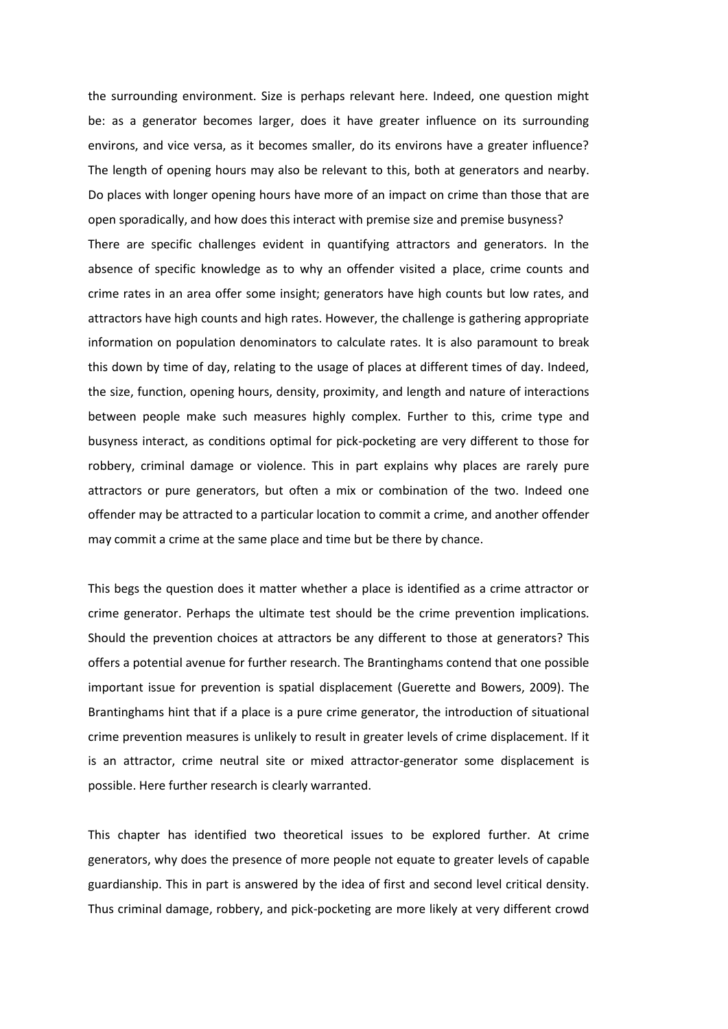the surrounding environment. Size is perhaps relevant here. Indeed, one question might be: as a generator becomes larger, does it have greater influence on its surrounding environs, and vice versa, as it becomes smaller, do its environs have a greater influence? The length of opening hours may also be relevant to this, both at generators and nearby. Do places with longer opening hours have more of an impact on crime than those that are open sporadically, and how does this interact with premise size and premise busyness?
There are specific challenges evident in quantifying attractors and generators. In the absence of specific knowledge as to why an offender visited a place, crime counts and crime rates in an area offer some insight; generators have high counts but low rates, and attractors have high counts and high rates. However, the challenge is gathering appropriate information on population denominators to calculate rates. It is also paramount to break this down by time of day, relating to the usage of places at different times of day. Indeed, the size, function, opening hours, density, proximity, and length and nature of interactions between people make such measures highly complex. Further to this, crime type and busyness interact, as conditions optimal for pick-pocketing are very different to those for robbery, criminal damage or violence. This in part explains why places are rarely pure attractors or pure generators, but often a mix or combination of the two. Indeed one offender may be attracted to a particular location to commit a crime, and another offender may commit a crime at the same place and time but be there by chance.

This begs the question does it matter whether a place is identified as a crime attractor or crime generator. Perhaps the ultimate test should be the crime prevention implications. Should the prevention choices at attractors be any different to those at generators? This offers a potential avenue for further research. The Brantinghams contend that one possible important issue for prevention is spatial displacement (Guerette and Bowers, 2009). The Brantinghams hint that if a place is a pure crime generator, the introduction of situational crime prevention measures is unlikely to result in greater levels of crime displacement. If it is an attractor, crime neutral site or mixed attractor-generator some displacement is possible. Here further research is clearly warranted.

This chapter has identified two theoretical issues to be explored further. At crime generators, why does the presence of more people not equate to greater levels of capable guardianship. This in part is answered by the idea of first and second level critical density. Thus criminal damage, robbery, and pick-pocketing are more likely at very different crowd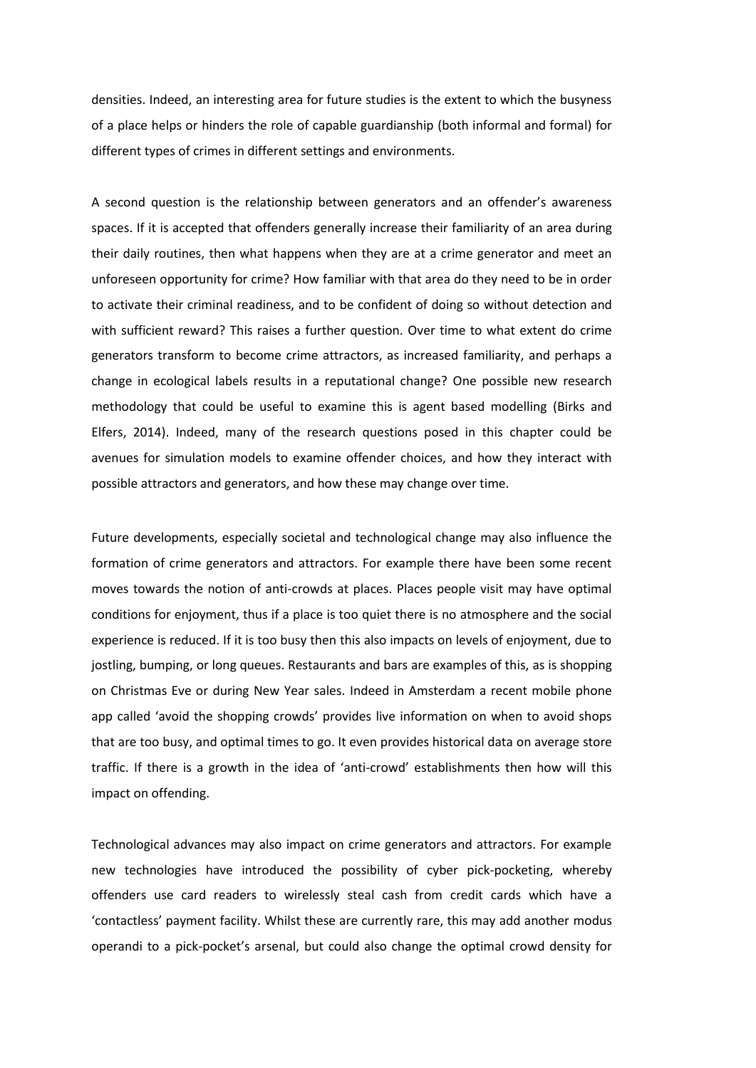densities. Indeed, an interesting area for future studies is the extent to which the busyness of a place helps or hinders the role of capable guardianship (both informal and formal) for different types of crimes in different settings and environments.

A second question is the relationship between generators and an offender's awareness spaces. If it is accepted that offenders generally increase their familiarity of an area during their daily routines, then what happens when they are at a crime generator and meet an unforeseen opportunity for crime? How familiar with that area do they need to be in order to activate their criminal readiness, and to be confident of doing so without detection and with sufficient reward? This raises a further question. Over time to what extent do crime generators transform to become crime attractors, as increased familiarity, and perhaps a change in ecological labels results in a reputational change? One possible new research methodology that could be useful to examine this is agent based modelling (Birks and Elfers, 2014). Indeed, many of the research questions posed in this chapter could be avenues for simulation models to examine offender choices, and how they interact with possible attractors and generators, and how these may change over time.

Future developments, especially societal and technological change may also influence the formation of crime generators and attractors. For example there have been some recent moves towards the notion of anti-crowds at places. Places people visit may have optimal conditions for enjoyment, thus if a place is too quiet there is no atmosphere and the social experience is reduced. If it is too busy then this also impacts on levels of enjoyment, due to jostling, bumping, or long queues. Restaurants and bars are examples of this, as is shopping on Christmas Eve or during New Year sales. Indeed in Amsterdam a recent mobile phone app called 'avoid the shopping crowds' provides live information on when to avoid shops that are too busy, and optimal times to go. It even provides historical data on average store traffic. If there is a growth in the idea of 'anti-crowd' establishments then how will this impact on offending.

Technological advances may also impact on crime generators and attractors. For example new technologies have introduced the possibility of cyber pick-pocketing, whereby offenders use card readers to wirelessly steal cash from credit cards which have a 'contactless' payment facility. Whilst these are currently rare, this may add another modus operandi to a pick-pocket's arsenal, but could also change the optimal crowd density for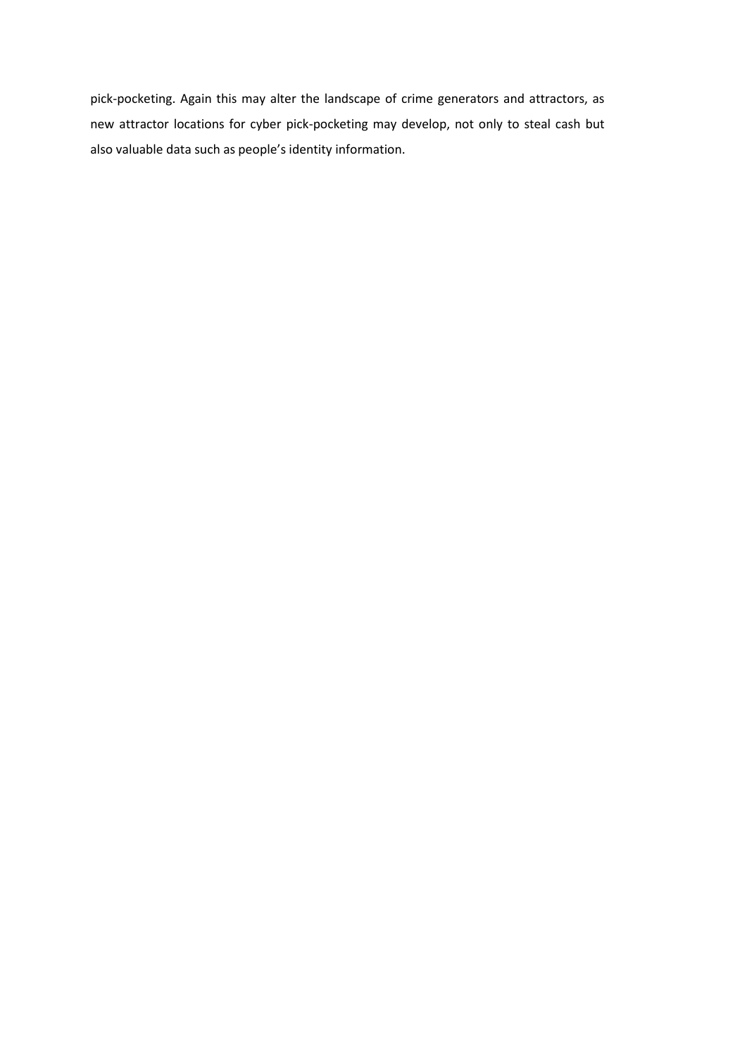pick-pocketing. Again this may alter the landscape of crime generators and attractors, as new attractor locations for cyber pick-pocketing may develop, not only to steal cash but also valuable data such as people's identity information.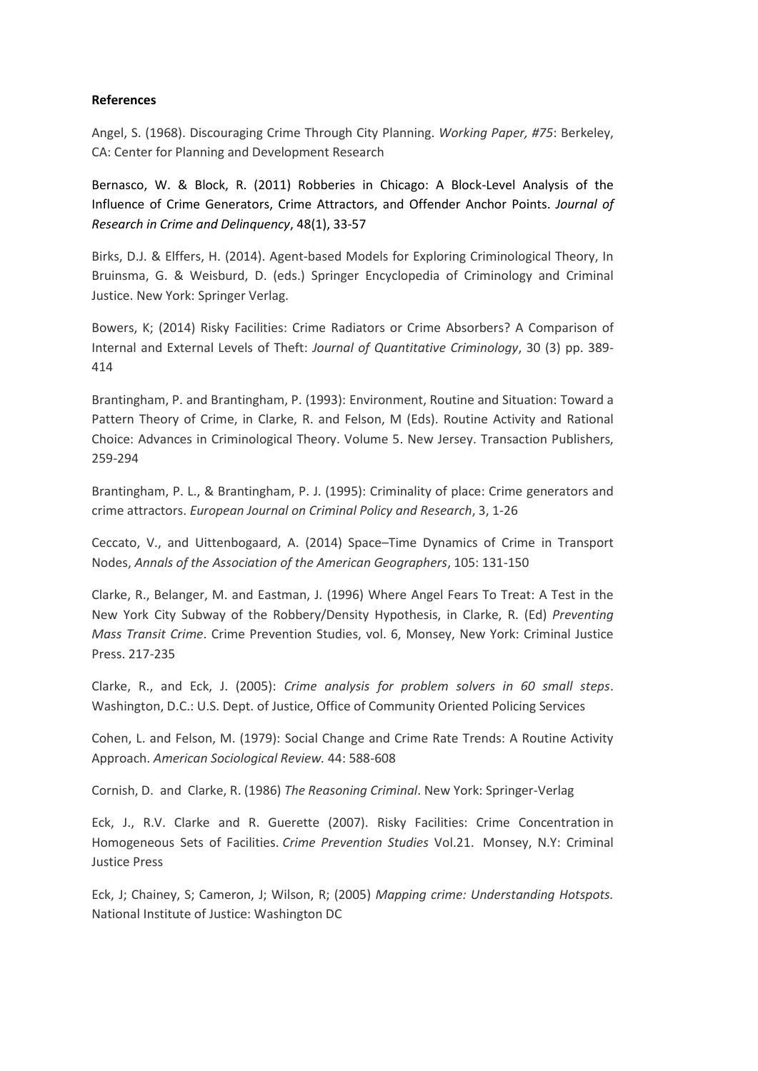**References**

Angel, S. (1968). Discouraging Crime Through City Planning. *Working Paper, #75*: Berkeley, CA: Center for Planning and Development Research

Bernasco, W. & Block, R. (2011) Robberies in Chicago: A Block-Level Analysis of the Influence of Crime Generators, Crime Attractors, and Offender Anchor Points. *Journal of Research in Crime and Delinquency*, 48(1), 33-57

Birks, D.J. & Elffers, H. (2014). Agent-based Models for Exploring Criminological Theory, In Bruinsma, G. & Weisburd, D. (eds.) Springer Encyclopedia of Criminology and Criminal Justice. New York: Springer Verlag.

Bowers, K; (2014) Risky Facilities: Crime Radiators or Crime Absorbers? A Comparison of Internal and External Levels of Theft: *Journal of Quantitative Criminology*, 30 (3) pp. 389-414

Brantingham, P. and Brantingham, P. (1993): Environment, Routine and Situation: Toward a Pattern Theory of Crime, in Clarke, R. and Felson, M (Eds). Routine Activity and Rational Choice: Advances in Criminological Theory. Volume 5. New Jersey. Transaction Publishers, 259-294

Brantingham, P. L., & Brantingham, P. J. (1995): Criminality of place: Crime generators and crime attractors. *European Journal on Criminal Policy and Research*, 3, 1-26

Ceccato, V., and Uittenbogaard, A. (2014) Space–Time Dynamics of Crime in Transport Nodes, *Annals of the Association of the American Geographers*, 105: 131-150

Clarke, R., Belanger, M. and Eastman, J. (1996) Where Angel Fears To Treat: A Test in the New York City Subway of the Robbery/Density Hypothesis, in Clarke, R. (Ed) *Preventing Mass Transit Crime*. Crime Prevention Studies, vol. 6, Monsey, New York: Criminal Justice Press. 217-235

Clarke, R., and Eck, J. (2005): *Crime analysis for problem solvers in 60 small steps*. Washington, D.C.: U.S. Dept. of Justice, Office of Community Oriented Policing Services

Cohen, L. and Felson, M. (1979): Social Change and Crime Rate Trends: A Routine Activity Approach. *American Sociological Review.* 44: 588-608

Cornish, D. and Clarke, R. (1986) *The Reasoning Criminal*. New York: Springer-Verlag

Eck, J., R.V. Clarke and R. Guerette (2007). Risky Facilities: Crime Concentration in Homogeneous Sets of Facilities. *Crime Prevention Studies* Vol.21. Monsey, N.Y: Criminal Justice Press

Eck, J; Chainey, S; Cameron, J; Wilson, R; (2005) *Mapping crime: Understanding Hotspots.* National Institute of Justice: Washington DC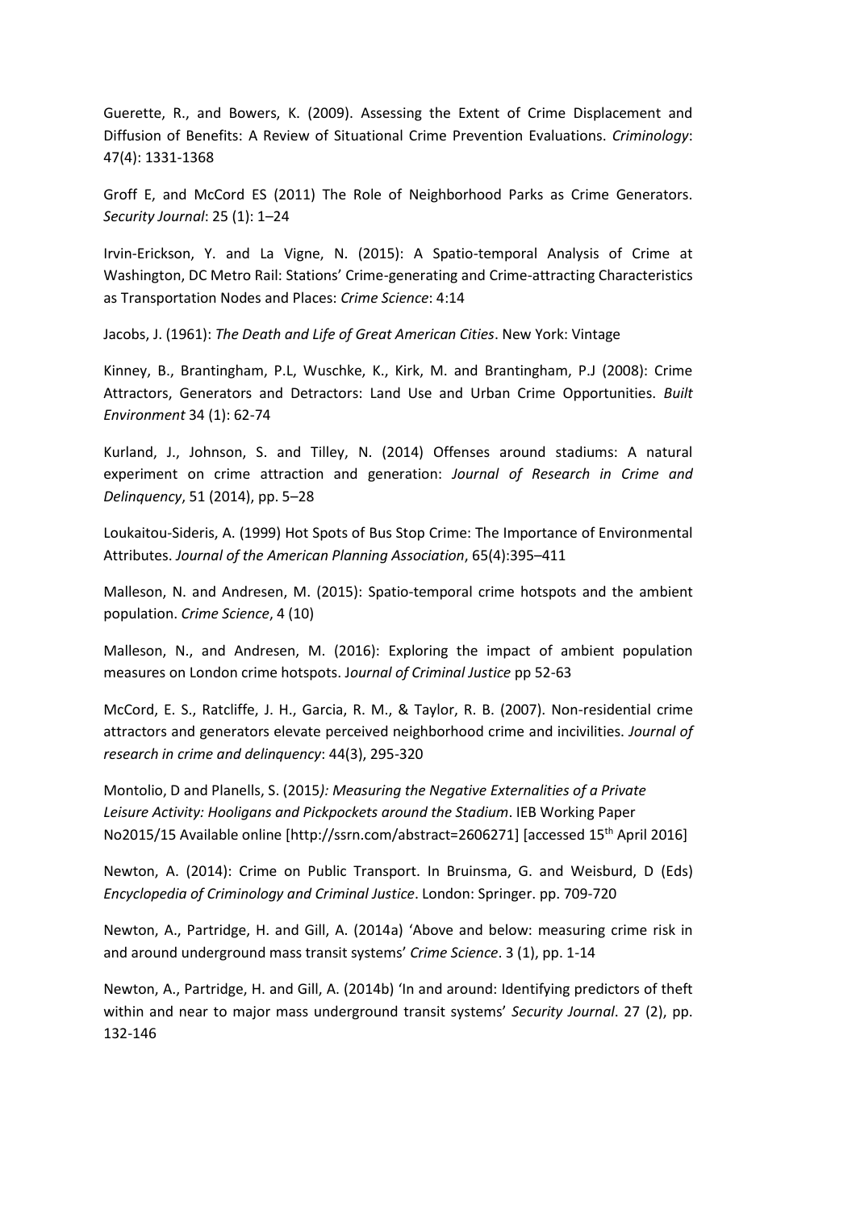Guerette, R., and Bowers, K. (2009). Assessing the Extent of Crime Displacement and Diffusion of Benefits: A Review of Situational Crime Prevention Evaluations. *Criminology*: 47(4): 1331-1368

Groff E, and McCord ES (2011) The Role of Neighborhood Parks as Crime Generators. *Security Journal*: 25 (1): 1–24

Irvin-Erickson, Y. and La Vigne, N. (2015): A Spatio-temporal Analysis of Crime at Washington, DC Metro Rail: Stations' Crime-generating and Crime-attracting Characteristics as Transportation Nodes and Places: *Crime Science*: 4:14

Jacobs, J. (1961): *The Death and Life of Great American Cities*. New York: Vintage

Kinney, B., Brantingham, P.L, Wuschke, K., Kirk, M. and Brantingham, P.J (2008): Crime Attractors, Generators and Detractors: Land Use and Urban Crime Opportunities. *Built Environment* 34 (1): 62-74

Kurland, J., Johnson, S. and Tilley, N. (2014) Offenses around stadiums: A natural experiment on crime attraction and generation: *Journal of Research in Crime and Delinquency*, 51 (2014), pp. 5–28

Loukaitou-Sideris, A. (1999) Hot Spots of Bus Stop Crime: The Importance of Environmental Attributes. *Journal of the American Planning Association*, 65(4):395–411

Malleson, N. and Andresen, M. (2015): Spatio-temporal crime hotspots and the ambient population. *Crime Science*, 4 (10)

Malleson, N., and Andresen, M. (2016): Exploring the impact of ambient population measures on London crime hotspots. J*ournal of Criminal Justice* pp 52-63

McCord, E. S., Ratcliffe, J. H., Garcia, R. M., & Taylor, R. B. (2007). Non-residential crime attractors and generators elevate perceived neighborhood crime and incivilities. *Journal of research in crime and delinquency*: 44(3), 295-320

Montolio, D and Planells, S. (2015*): Measuring the Negative Externalities of a Private Leisure Activity: Hooligans and Pickpockets around the Stadium*. IEB Working Paper No2015/15 Available online [http://ssrn.com/abstract=2606271] [accessed 15th April 2016]

Newton, A. (2014): Crime on Public Transport. In Bruinsma, G. and Weisburd, D (Eds) *Encyclopedia of Criminology and Criminal Justice*. London: Springer. pp. 709-720

Newton, A., Partridge, H. and Gill, A. (2014a) 'Above and below: measuring crime risk in and around underground mass transit systems' *Crime Science*. 3 (1), pp. 1-14

Newton, A., Partridge, H. and Gill, A. (2014b) 'In and around: Identifying predictors of theft within and near to major mass underground transit systems' *Security Journal*. 27 (2), pp. 132-146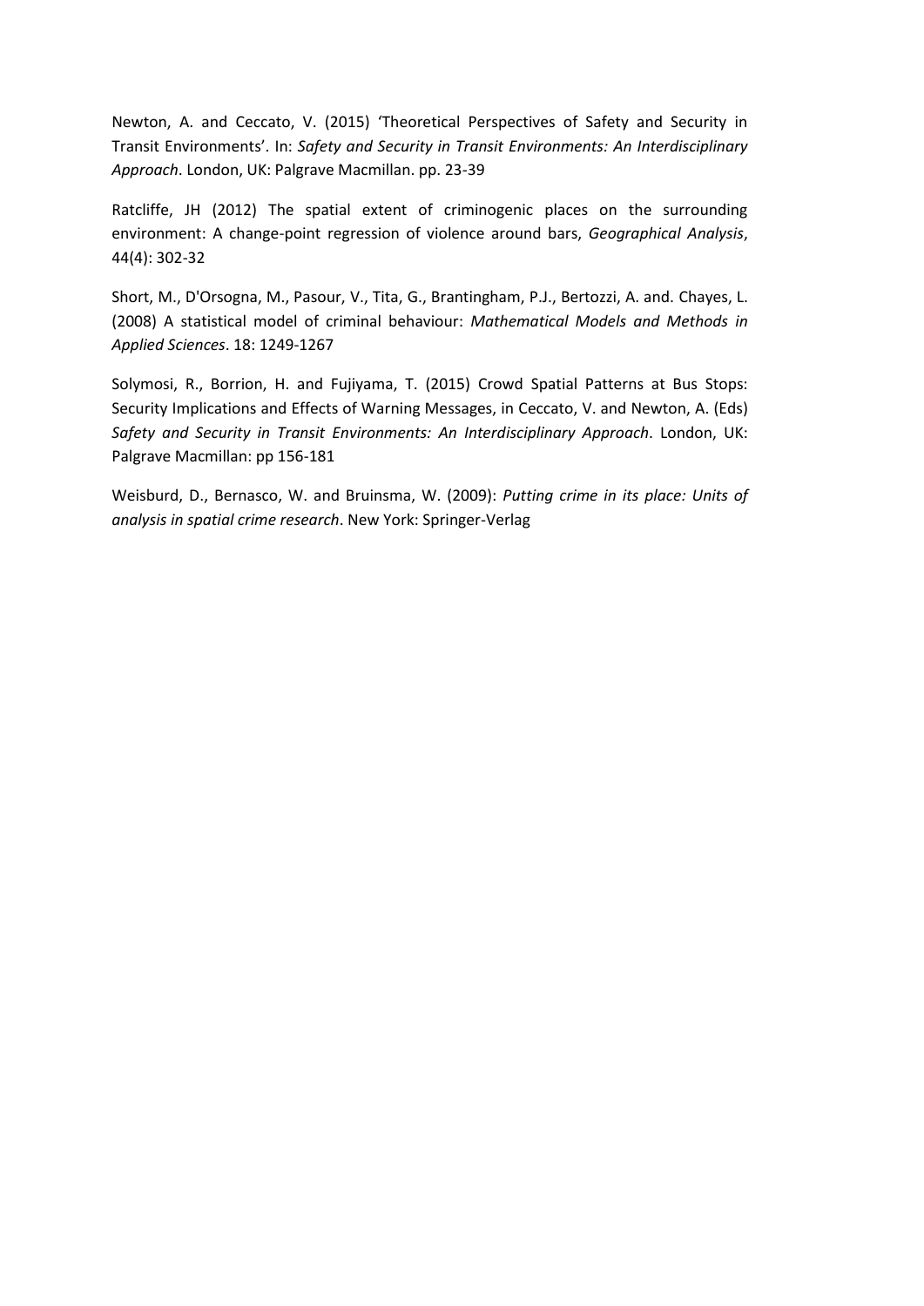Newton, A. and Ceccato, V. (2015) 'Theoretical Perspectives of Safety and Security in Transit Environments'. In: *Safety and Security in Transit Environments: An Interdisciplinary Approach*. London, UK: Palgrave Macmillan. pp. 23-39

Ratcliffe, JH (2012) The spatial extent of criminogenic places on the surrounding environment: A change-point regression of violence around bars, *Geographical Analysis*, 44(4): 302-32

Short, M., D'Orsogna, M., Pasour, V., Tita, G., Brantingham, P.J., Bertozzi, A. and. Chayes, L. (2008) A statistical model of criminal behaviour: *Mathematical Models and Methods in Applied Sciences*. 18: 1249-1267

Solymosi, R., Borrion, H. and Fujiyama, T. (2015) Crowd Spatial Patterns at Bus Stops: Security Implications and Effects of Warning Messages, in Ceccato, V. and Newton, A. (Eds) *Safety and Security in Transit Environments: An Interdisciplinary Approach*. London, UK: Palgrave Macmillan: pp 156-181

Weisburd, D., Bernasco, W. and Bruinsma, W. (2009): *Putting crime in its place: Units of analysis in spatial crime research*. New York: Springer-Verlag